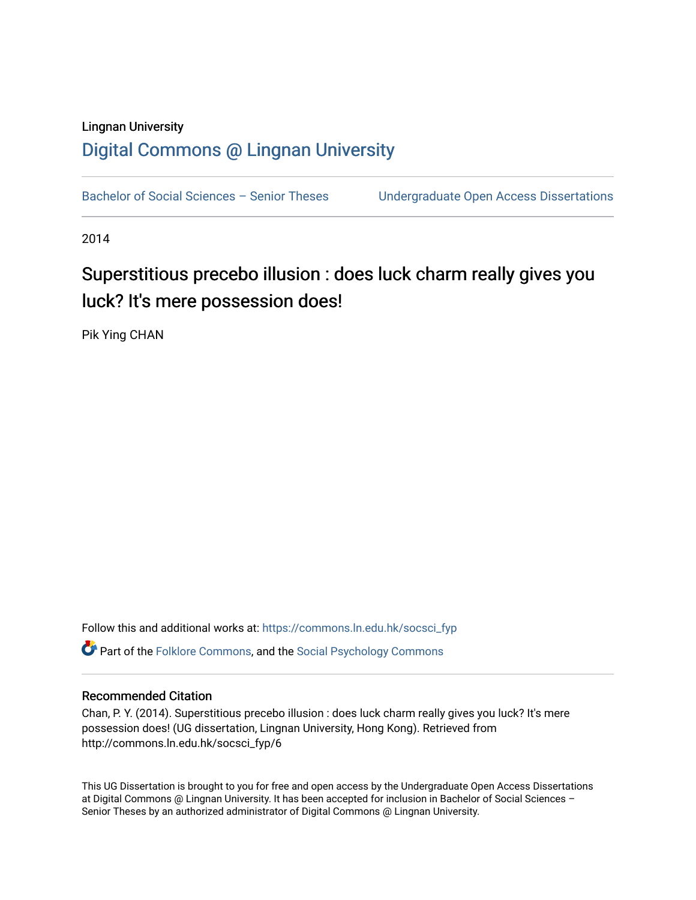Lingnan University

# Digital Commons @ Lingnan University

Bachelor of Social Sciences – Senior Theses    Undergraduate Open Access Dissertations

2014

## Superstitious precebo illusion : does luck charm really gives you luck? It's mere possession does!

Pik Ying CHAN

Follow this and additional works at: https://commons.ln.edu.hk/socsci_fyp

Part of the Folklore Commons, and the Social Psychology Commons

### Recommended Citation

Chan, P. Y. (2014). Superstitious precebo illusion : does luck charm really gives you luck? It's mere possession does! (UG dissertation, Lingnan University, Hong Kong). Retrieved from http://commons.ln.edu.hk/socsci_fyp/6

This UG Dissertation is brought to you for free and open access by the Undergraduate Open Access Dissertations at Digital Commons @ Lingnan University. It has been accepted for inclusion in Bachelor of Social Sciences – Senior Theses by an authorized administrator of Digital Commons @ Lingnan University.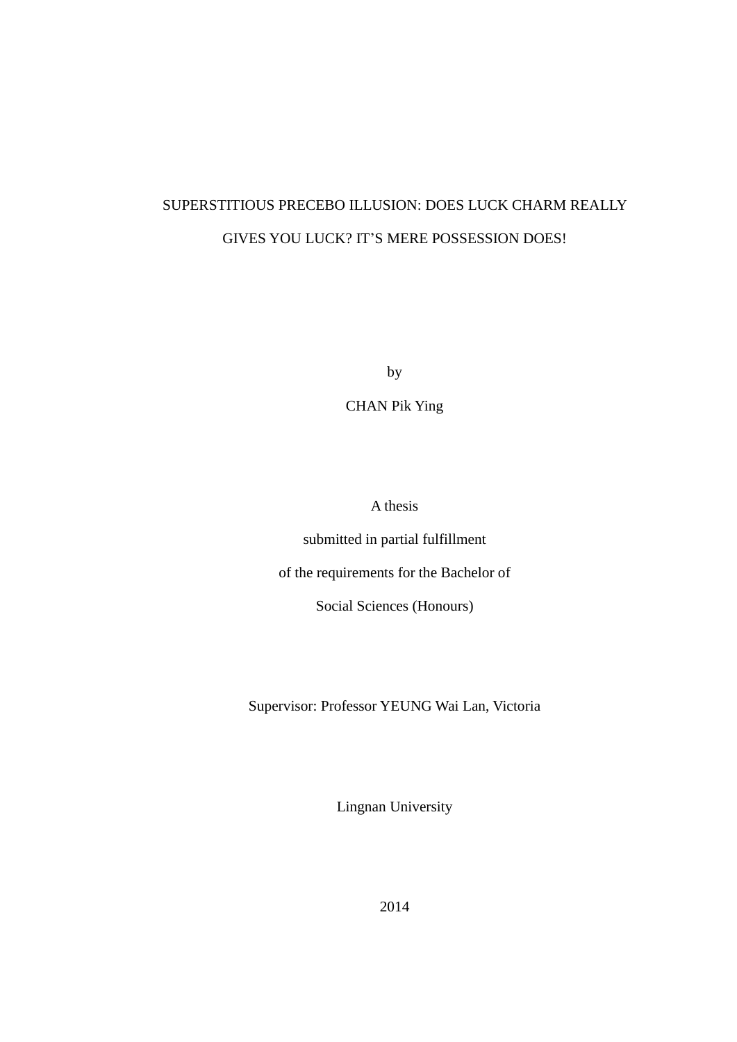# SUPERSTITIOUS PRECEBO ILLUSION: DOES LUCK CHARM REALLY GIVES YOU LUCK? IT'S MERE POSSESSION DOES!

by

CHAN Pik Ying

A thesis

submitted in partial fulfillment

of the requirements for the Bachelor of

Social Sciences (Honours)

Supervisor: Professor YEUNG Wai Lan, Victoria

Lingnan University

2014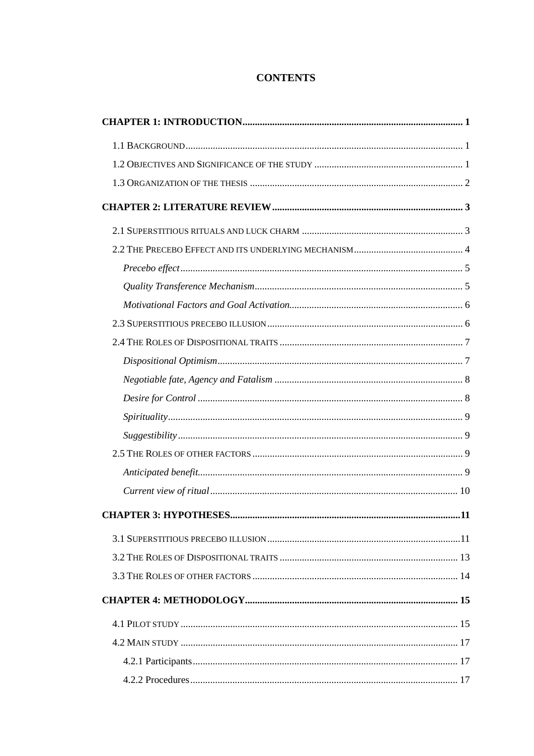# CONTENTS

**CHAPTER 1: INTRODUCTION** ........ 1

1.1 BACKGROUND ........ 1

1.2 OBJECTIVES AND SIGNIFICANCE OF THE STUDY ........ 1

1.3 ORGANIZATION OF THE THESIS ........ 2

**CHAPTER 2: LITERATURE REVIEW** ........ 3

2.1 SUPERSTITIOUS RITUALS AND LUCK CHARM ........ 3

2.2 THE PRECEBO EFFECT AND ITS UNDERLYING MECHANISM ........ 4

*Precebo effect* ........ 5

*Quality Transference Mechanism* ........ 5

*Motivational Factors and Goal Activation* ........ 6

2.3 SUPERSTITIOUS PRECEBO ILLUSION ........ 6

2.4 THE ROLES OF DISPOSITIONAL TRAITS ........ 7

*Dispositional Optimism* ........ 7

*Negotiable fate, Agency and Fatalism* ........ 8

*Desire for Control* ........ 8

*Spirituality* ........ 9

*Suggestibility* ........ 9

2.5 THE ROLES OF OTHER FACTORS ........ 9

*Anticipated benefit* ........ 9

*Current view of ritual* ........ 10

**CHAPTER 3: HYPOTHESES** ........ 11

3.1 SUPERSTITIOUS PRECEBO ILLUSION ........ 11

3.2 THE ROLES OF DISPOSITIONAL TRAITS ........ 13

3.3 THE ROLES OF OTHER FACTORS ........ 14

**CHAPTER 4: METHODOLOGY** ........ 15

4.1 PILOT STUDY ........ 15

4.2 MAIN STUDY ........ 17

4.2.1 Participants ........ 17

4.2.2 Procedures ........ 17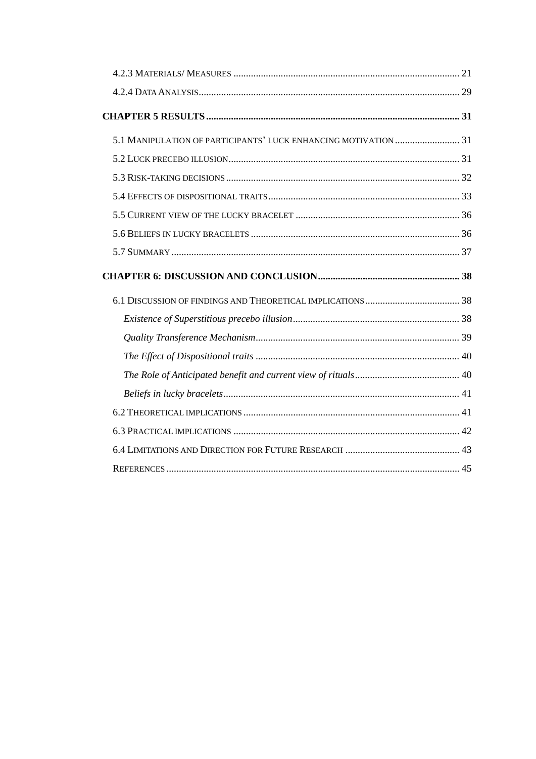4.2.3 Materials/ Measures ........................................................................................... 21

4.2.4 Data Analysis......................................................................................................... 29

**CHAPTER 5 RESULTS ...................................................................................................... 31**

5.1 Manipulation of participants' luck enhancing motivation .......................... 31

5.2 Luck precebo illusion............................................................................................. 31

5.3 Risk-taking decisions............................................................................................. 32

5.4 Effects of dispositional traits............................................................................. 33

5.5 Current view of the lucky bracelet .................................................................. 36

5.6 Beliefs in lucky bracelets .................................................................................... 36

5.7 Summary .................................................................................................................... 37

**CHAPTER 6: DISCUSSION AND CONCLUSION......................................................... 38**

6.1 Discussion of findings and Theoretical implications...................................... 38

*Existence of Superstitious precebo illusion*.................................................................. 38

*Quality Transference Mechanism*.................................................................................. 39

*The Effect of Dispositional traits* .................................................................................. 40

*The Role of Anticipated benefit and current view of rituals*.......................................... 40

*Beliefs in lucky bracelets*............................................................................................... 41

6.2 Theoretical implications ....................................................................................... 41

6.3 Practical implications .......................................................................................... 42

6.4 Limitations and Direction for Future Research .............................................. 43

References ...................................................................................................................... 45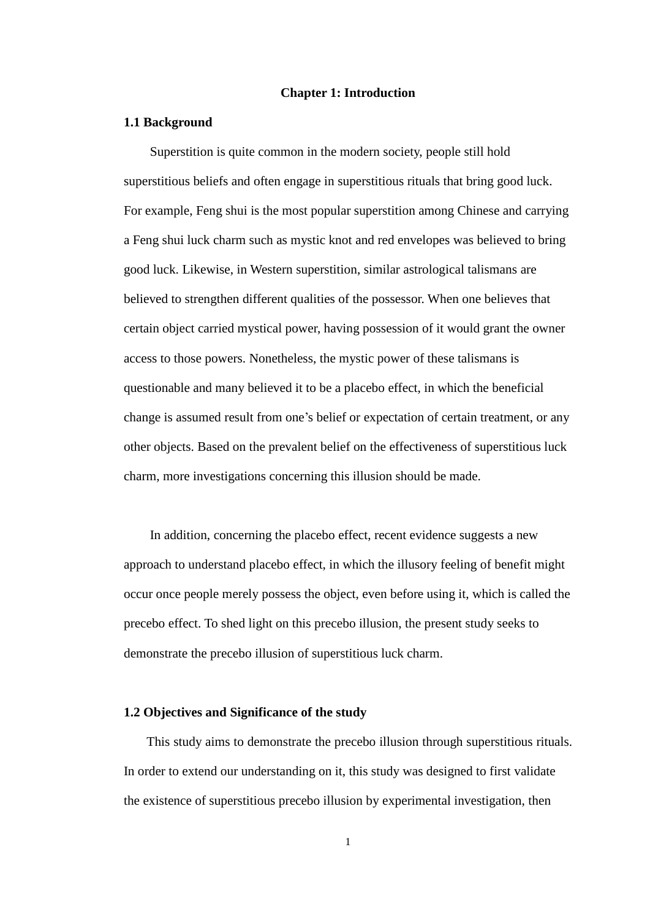# Chapter 1: Introduction

## 1.1 Background

Superstition is quite common in the modern society, people still hold superstitious beliefs and often engage in superstitious rituals that bring good luck. For example, Feng shui is the most popular superstition among Chinese and carrying a Feng shui luck charm such as mystic knot and red envelopes was believed to bring good luck. Likewise, in Western superstition, similar astrological talismans are believed to strengthen different qualities of the possessor. When one believes that certain object carried mystical power, having possession of it would grant the owner access to those powers. Nonetheless, the mystic power of these talismans is questionable and many believed it to be a placebo effect, in which the beneficial change is assumed result from one's belief or expectation of certain treatment, or any other objects. Based on the prevalent belief on the effectiveness of superstitious luck charm, more investigations concerning this illusion should be made.

In addition, concerning the placebo effect, recent evidence suggests a new approach to understand placebo effect, in which the illusory feeling of benefit might occur once people merely possess the object, even before using it, which is called the precebo effect. To shed light on this precebo illusion, the present study seeks to demonstrate the precebo illusion of superstitious luck charm.

## 1.2 Objectives and Significance of the study

This study aims to demonstrate the precebo illusion through superstitious rituals. In order to extend our understanding on it, this study was designed to first validate the existence of superstitious precebo illusion by experimental investigation, then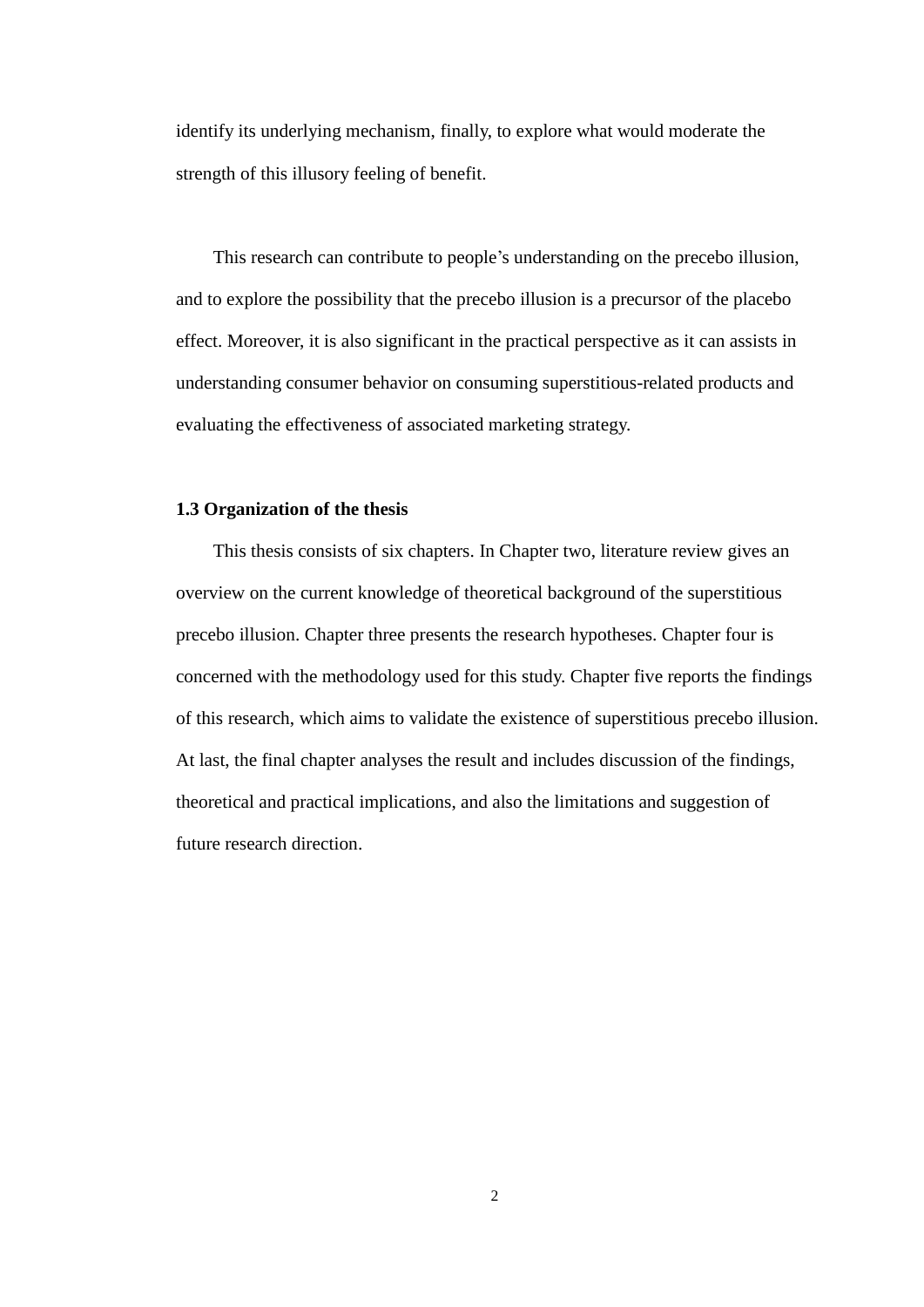identify its underlying mechanism, finally, to explore what would moderate the strength of this illusory feeling of benefit.

This research can contribute to people's understanding on the precebo illusion, and to explore the possibility that the precebo illusion is a precursor of the placebo effect. Moreover, it is also significant in the practical perspective as it can assists in understanding consumer behavior on consuming superstitious-related products and evaluating the effectiveness of associated marketing strategy.

### 1.3 Organization of the thesis

This thesis consists of six chapters. In Chapter two, literature review gives an overview on the current knowledge of theoretical background of the superstitious precebo illusion. Chapter three presents the research hypotheses. Chapter four is concerned with the methodology used for this study. Chapter five reports the findings of this research, which aims to validate the existence of superstitious precebo illusion. At last, the final chapter analyses the result and includes discussion of the findings, theoretical and practical implications, and also the limitations and suggestion of future research direction.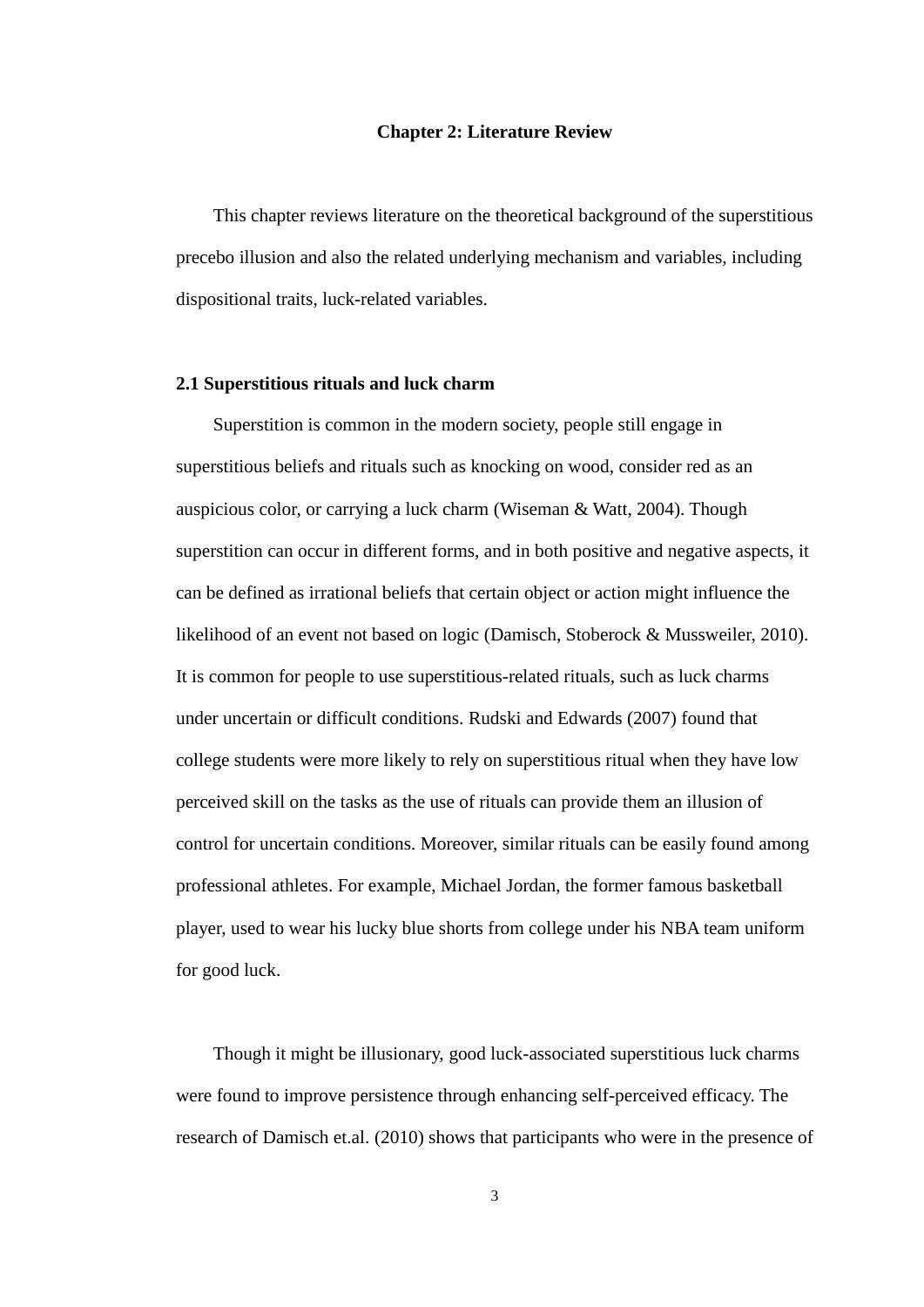## Chapter 2: Literature Review

This chapter reviews literature on the theoretical background of the superstitious precebo illusion and also the related underlying mechanism and variables, including dispositional traits, luck-related variables.

### 2.1 Superstitious rituals and luck charm

Superstition is common in the modern society, people still engage in superstitious beliefs and rituals such as knocking on wood, consider red as an auspicious color, or carrying a luck charm (Wiseman & Watt, 2004). Though superstition can occur in different forms, and in both positive and negative aspects, it can be defined as irrational beliefs that certain object or action might influence the likelihood of an event not based on logic (Damisch, Stoberock & Mussweiler, 2010). It is common for people to use superstitious-related rituals, such as luck charms under uncertain or difficult conditions. Rudski and Edwards (2007) found that college students were more likely to rely on superstitious ritual when they have low perceived skill on the tasks as the use of rituals can provide them an illusion of control for uncertain conditions. Moreover, similar rituals can be easily found among professional athletes. For example, Michael Jordan, the former famous basketball player, used to wear his lucky blue shorts from college under his NBA team uniform for good luck.

Though it might be illusionary, good luck-associated superstitious luck charms were found to improve persistence through enhancing self-perceived efficacy. The research of Damisch et.al. (2010) shows that participants who were in the presence of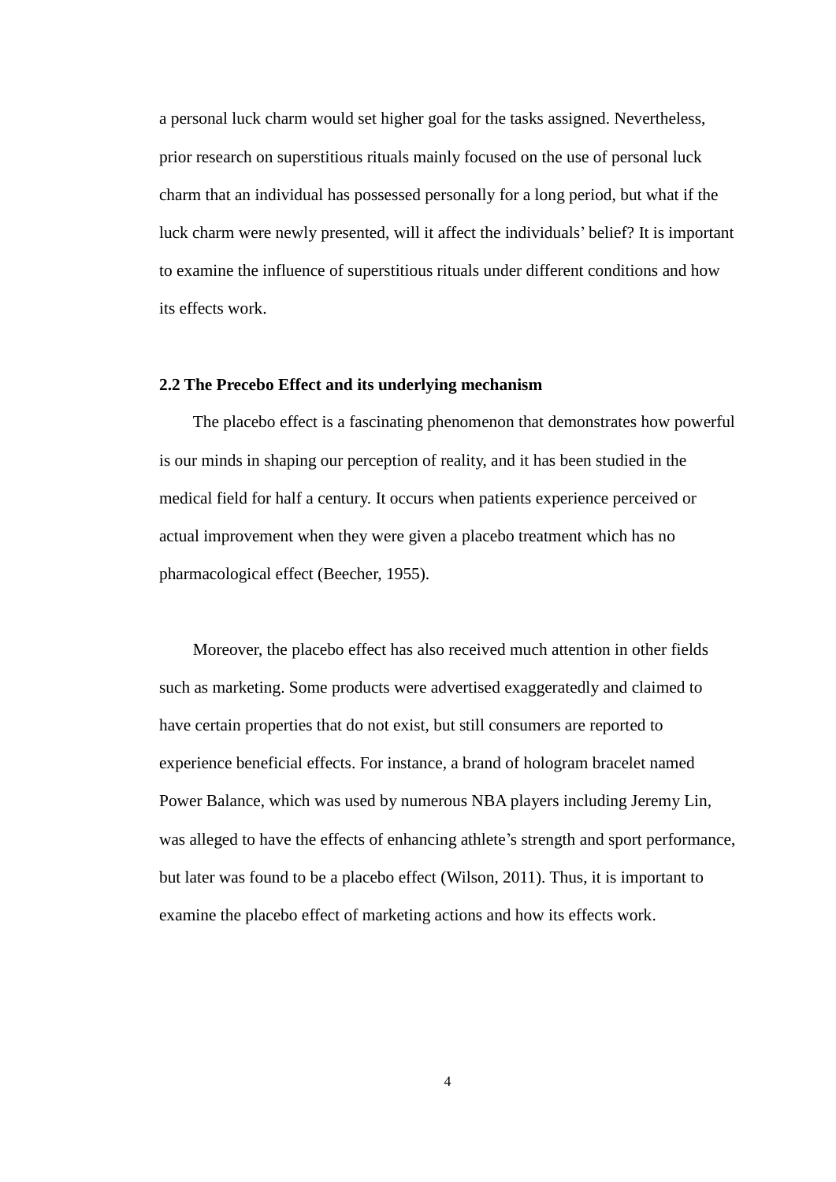a personal luck charm would set higher goal for the tasks assigned. Nevertheless, prior research on superstitious rituals mainly focused on the use of personal luck charm that an individual has possessed personally for a long period, but what if the luck charm were newly presented, will it affect the individuals' belief? It is important to examine the influence of superstitious rituals under different conditions and how its effects work.

### 2.2 The Precebo Effect and its underlying mechanism

The placebo effect is a fascinating phenomenon that demonstrates how powerful is our minds in shaping our perception of reality, and it has been studied in the medical field for half a century. It occurs when patients experience perceived or actual improvement when they were given a placebo treatment which has no pharmacological effect (Beecher, 1955).

Moreover, the placebo effect has also received much attention in other fields such as marketing. Some products were advertised exaggeratedly and claimed to have certain properties that do not exist, but still consumers are reported to experience beneficial effects. For instance, a brand of hologram bracelet named Power Balance, which was used by numerous NBA players including Jeremy Lin, was alleged to have the effects of enhancing athlete's strength and sport performance, but later was found to be a placebo effect (Wilson, 2011). Thus, it is important to examine the placebo effect of marketing actions and how its effects work.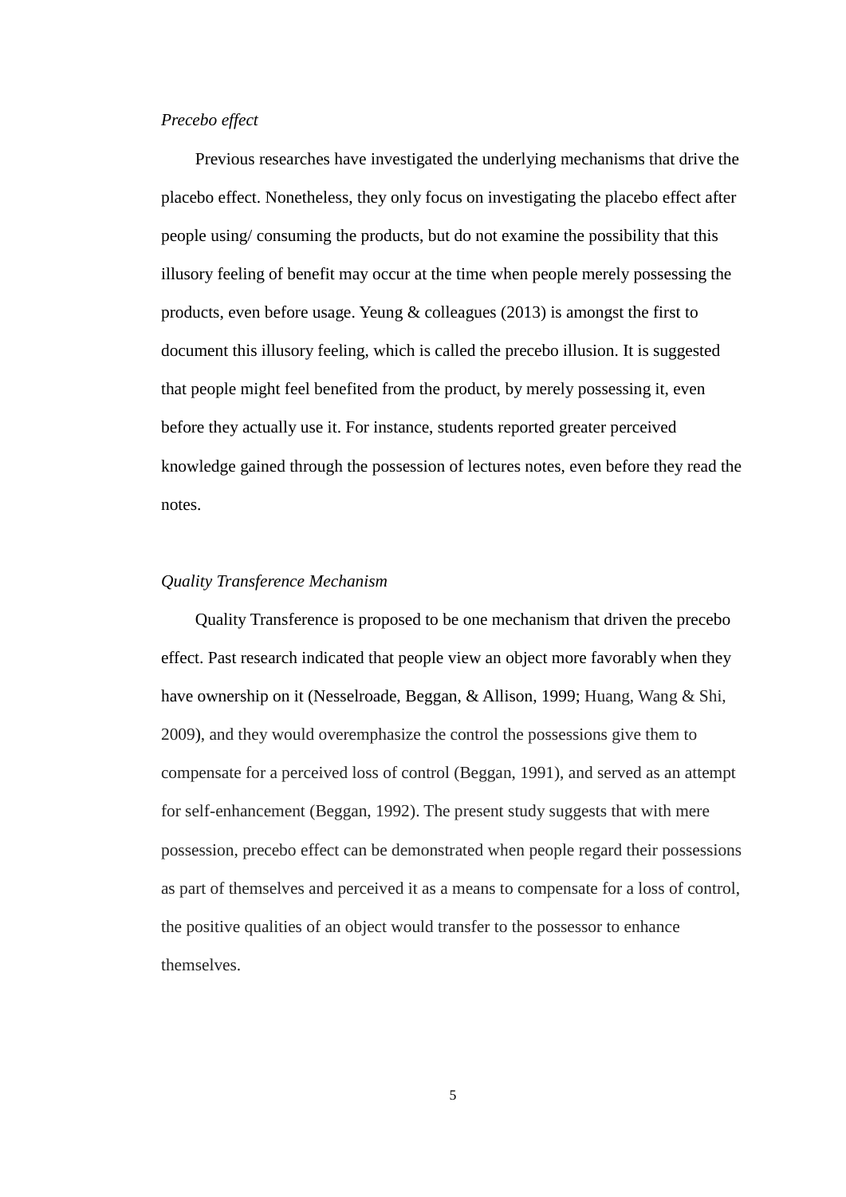*Precebo effect*

Previous researches have investigated the underlying mechanisms that drive the placebo effect. Nonetheless, they only focus on investigating the placebo effect after people using/ consuming the products, but do not examine the possibility that this illusory feeling of benefit may occur at the time when people merely possessing the products, even before usage. Yeung & colleagues (2013) is amongst the first to document this illusory feeling, which is called the precebo illusion. It is suggested that people might feel benefited from the product, by merely possessing it, even before they actually use it. For instance, students reported greater perceived knowledge gained through the possession of lectures notes, even before they read the notes.

*Quality Transference Mechanism*

Quality Transference is proposed to be one mechanism that driven the precebo effect. Past research indicated that people view an object more favorably when they have ownership on it (Nesselroade, Beggan, & Allison, 1999; Huang, Wang & Shi, 2009), and they would overemphasize the control the possessions give them to compensate for a perceived loss of control (Beggan, 1991), and served as an attempt for self-enhancement (Beggan, 1992). The present study suggests that with mere possession, precebo effect can be demonstrated when people regard their possessions as part of themselves and perceived it as a means to compensate for a loss of control, the positive qualities of an object would transfer to the possessor to enhance themselves.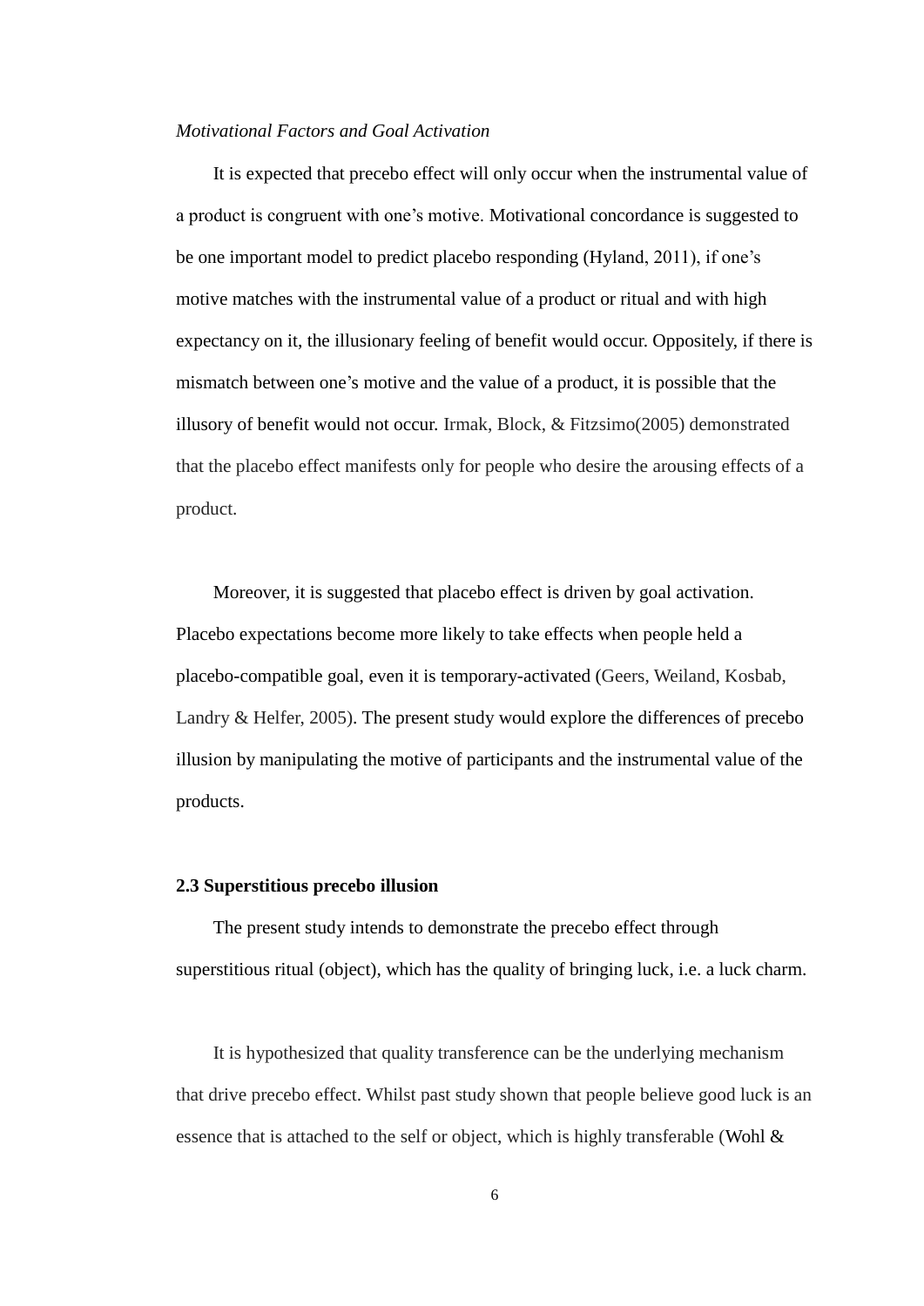*Motivational Factors and Goal Activation*

It is expected that precebo effect will only occur when the instrumental value of a product is congruent with one's motive. Motivational concordance is suggested to be one important model to predict placebo responding (Hyland, 2011), if one's motive matches with the instrumental value of a product or ritual and with high expectancy on it, the illusionary feeling of benefit would occur. Oppositely, if there is mismatch between one's motive and the value of a product, it is possible that the illusory of benefit would not occur. Irmak, Block, & Fitzsimo(2005) demonstrated that the placebo effect manifests only for people who desire the arousing effects of a product.

Moreover, it is suggested that placebo effect is driven by goal activation. Placebo expectations become more likely to take effects when people held a placebo-compatible goal, even it is temporary-activated (Geers, Weiland, Kosbab, Landry & Helfer, 2005). The present study would explore the differences of precebo illusion by manipulating the motive of participants and the instrumental value of the products.

**2.3 Superstitious precebo illusion**

The present study intends to demonstrate the precebo effect through superstitious ritual (object), which has the quality of bringing luck, i.e. a luck charm.

It is hypothesized that quality transference can be the underlying mechanism that drive precebo effect. Whilst past study shown that people believe good luck is an essence that is attached to the self or object, which is highly transferable (Wohl &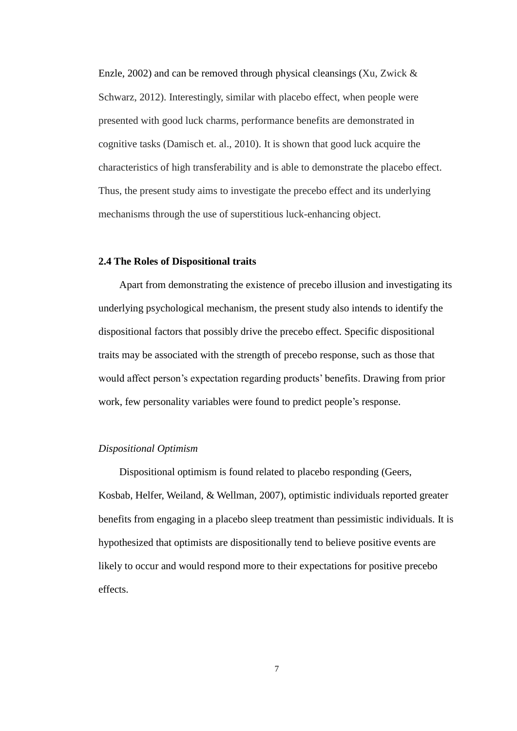Enzle, 2002) and can be removed through physical cleansings (Xu, Zwick & Schwarz, 2012). Interestingly, similar with placebo effect, when people were presented with good luck charms, performance benefits are demonstrated in cognitive tasks (Damisch et. al., 2010). It is shown that good luck acquire the characteristics of high transferability and is able to demonstrate the placebo effect. Thus, the present study aims to investigate the precebo effect and its underlying mechanisms through the use of superstitious luck-enhancing object.

### 2.4 The Roles of Dispositional traits

Apart from demonstrating the existence of precebo illusion and investigating its underlying psychological mechanism, the present study also intends to identify the dispositional factors that possibly drive the precebo effect. Specific dispositional traits may be associated with the strength of precebo response, such as those that would affect person's expectation regarding products' benefits. Drawing from prior work, few personality variables were found to predict people's response.

*Dispositional Optimism*

Dispositional optimism is found related to placebo responding (Geers, Kosbab, Helfer, Weiland, & Wellman, 2007), optimistic individuals reported greater benefits from engaging in a placebo sleep treatment than pessimistic individuals. It is hypothesized that optimists are dispositionally tend to believe positive events are likely to occur and would respond more to their expectations for positive precebo effects.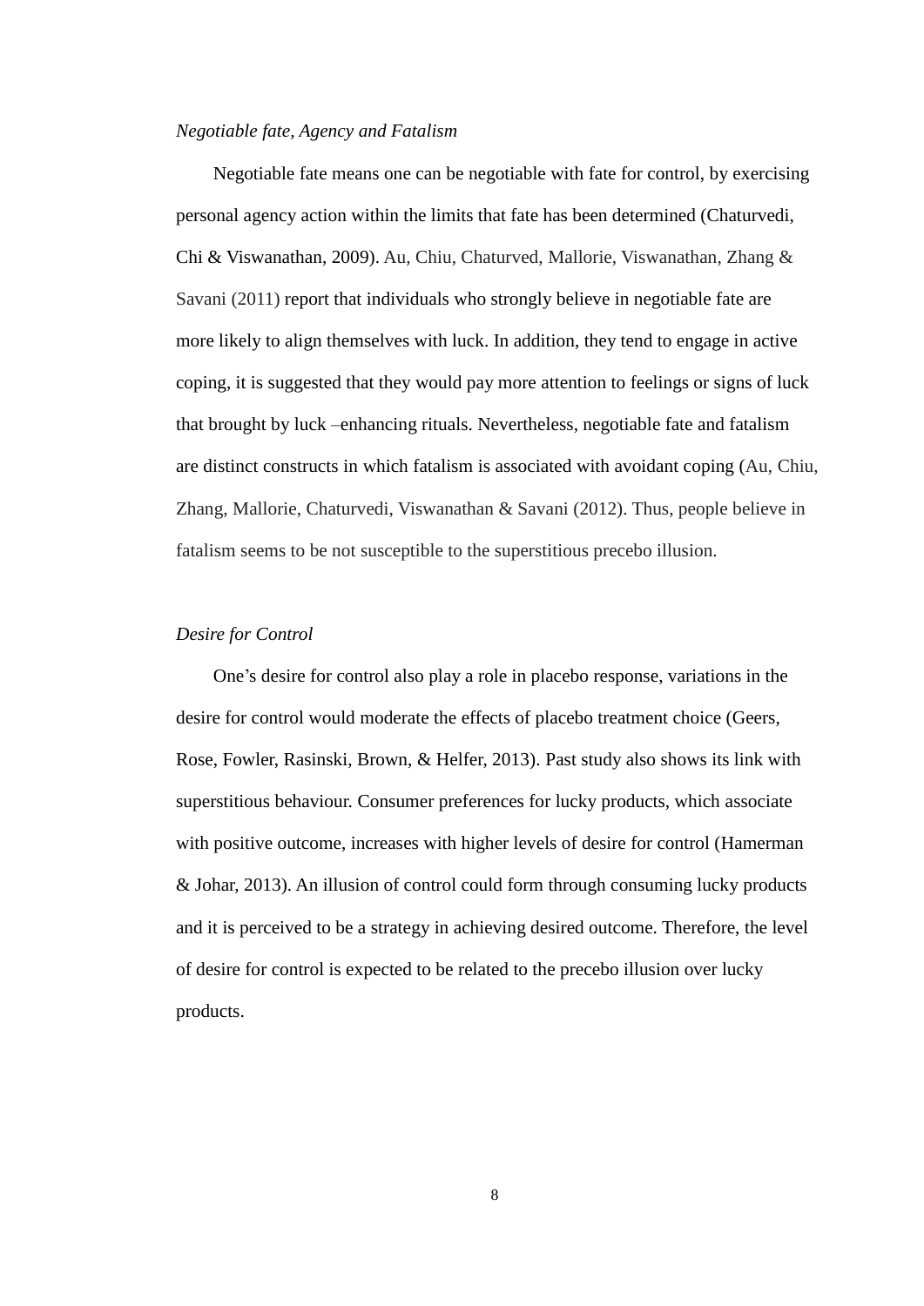*Negotiable fate, Agency and Fatalism*

Negotiable fate means one can be negotiable with fate for control, by exercising personal agency action within the limits that fate has been determined (Chaturvedi, Chi & Viswanathan, 2009). Au, Chiu, Chaturved, Mallorie, Viswanathan, Zhang & Savani (2011) report that individuals who strongly believe in negotiable fate are more likely to align themselves with luck. In addition, they tend to engage in active coping, it is suggested that they would pay more attention to feelings or signs of luck that brought by luck –enhancing rituals. Nevertheless, negotiable fate and fatalism are distinct constructs in which fatalism is associated with avoidant coping (Au, Chiu, Zhang, Mallorie, Chaturvedi, Viswanathan & Savani (2012). Thus, people believe in fatalism seems to be not susceptible to the superstitious precebo illusion.

*Desire for Control*

One's desire for control also play a role in placebo response, variations in the desire for control would moderate the effects of placebo treatment choice (Geers, Rose, Fowler, Rasinski, Brown, & Helfer, 2013). Past study also shows its link with superstitious behaviour. Consumer preferences for lucky products, which associate with positive outcome, increases with higher levels of desire for control (Hamerman & Johar, 2013). An illusion of control could form through consuming lucky products and it is perceived to be a strategy in achieving desired outcome. Therefore, the level of desire for control is expected to be related to the precebo illusion over lucky products.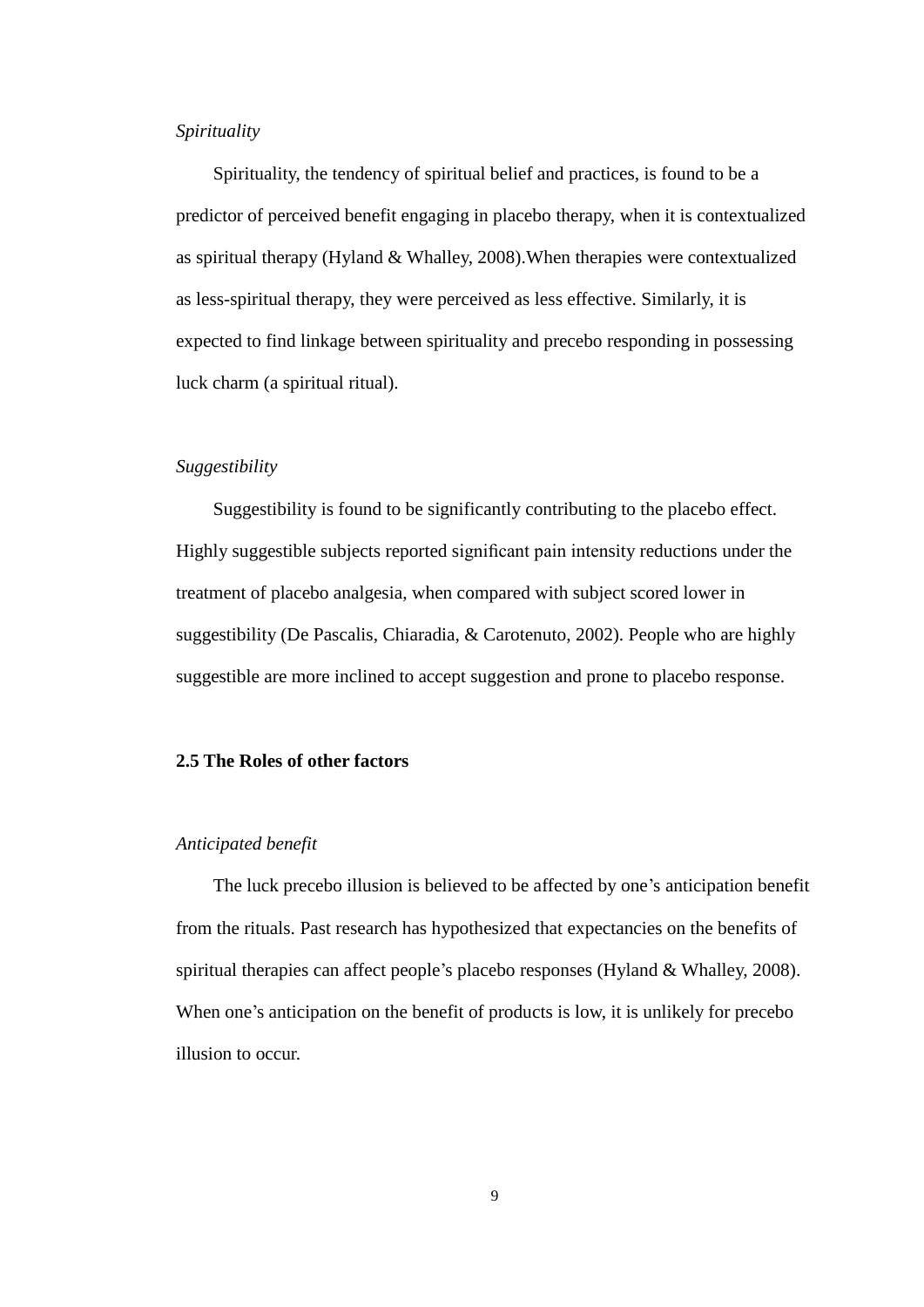*Spirituality*

Spirituality, the tendency of spiritual belief and practices, is found to be a predictor of perceived benefit engaging in placebo therapy, when it is contextualized as spiritual therapy (Hyland & Whalley, 2008).When therapies were contextualized as less-spiritual therapy, they were perceived as less effective. Similarly, it is expected to find linkage between spirituality and precebo responding in possessing luck charm (a spiritual ritual).

*Suggestibility*

Suggestibility is found to be significantly contributing to the placebo effect. Highly suggestible subjects reported significant pain intensity reductions under the treatment of placebo analgesia, when compared with subject scored lower in suggestibility (De Pascalis, Chiaradia, & Carotenuto, 2002). People who are highly suggestible are more inclined to accept suggestion and prone to placebo response.

### 2.5 The Roles of other factors

*Anticipated benefit*

The luck precebo illusion is believed to be affected by one's anticipation benefit from the rituals. Past research has hypothesized that expectancies on the benefits of spiritual therapies can affect people's placebo responses (Hyland & Whalley, 2008). When one's anticipation on the benefit of products is low, it is unlikely for precebo illusion to occur.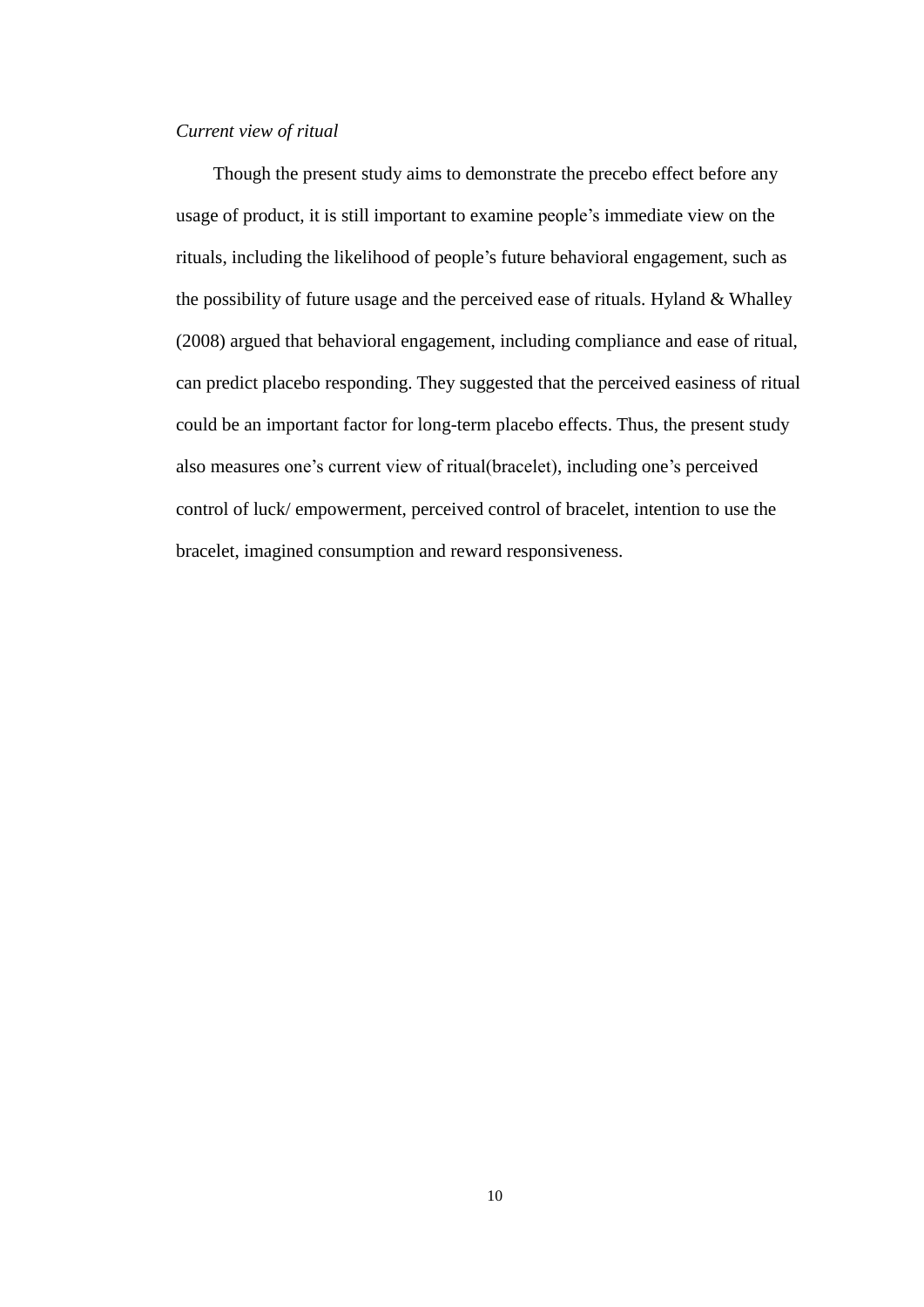*Current view of ritual*

Though the present study aims to demonstrate the precebo effect before any usage of product, it is still important to examine people's immediate view on the rituals, including the likelihood of people's future behavioral engagement, such as the possibility of future usage and the perceived ease of rituals. Hyland & Whalley (2008) argued that behavioral engagement, including compliance and ease of ritual, can predict placebo responding. They suggested that the perceived easiness of ritual could be an important factor for long-term placebo effects. Thus, the present study also measures one's current view of ritual(bracelet), including one's perceived control of luck/ empowerment, perceived control of bracelet, intention to use the bracelet, imagined consumption and reward responsiveness.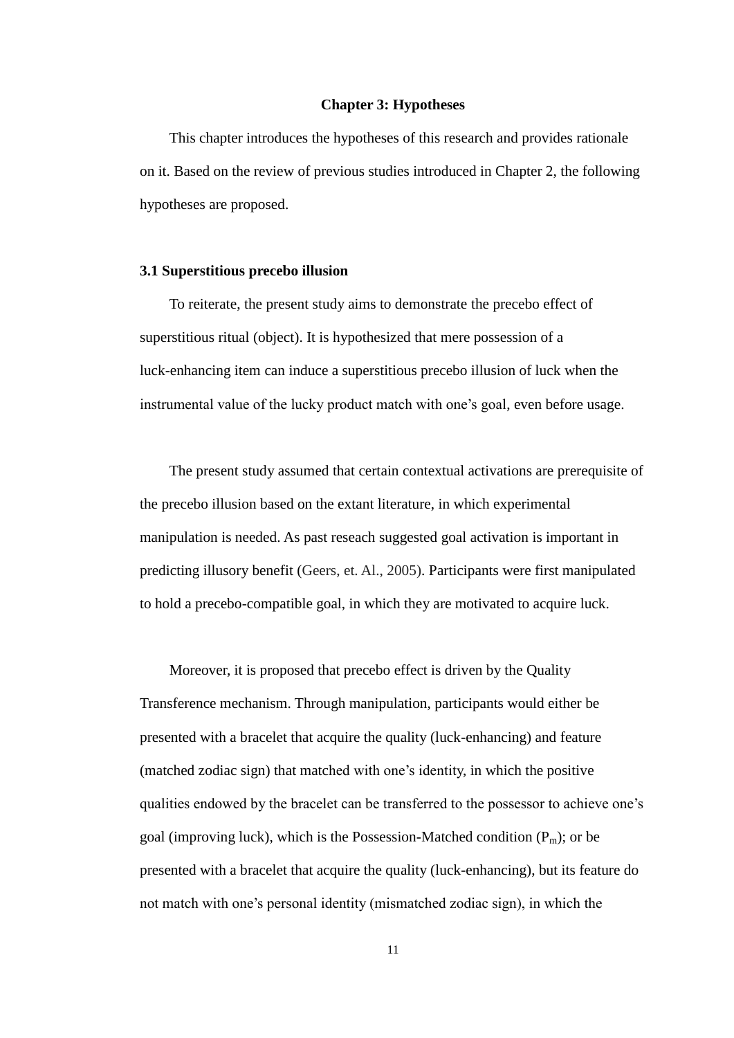## Chapter 3: Hypotheses

This chapter introduces the hypotheses of this research and provides rationale on it. Based on the review of previous studies introduced in Chapter 2, the following hypotheses are proposed.

### 3.1 Superstitious precebo illusion

To reiterate, the present study aims to demonstrate the precebo effect of superstitious ritual (object). It is hypothesized that mere possession of a luck-enhancing item can induce a superstitious precebo illusion of luck when the instrumental value of the lucky product match with one's goal, even before usage.

The present study assumed that certain contextual activations are prerequisite of the precebo illusion based on the extant literature, in which experimental manipulation is needed. As past reseach suggested goal activation is important in predicting illusory benefit (Geers, et. Al., 2005). Participants were first manipulated to hold a precebo-compatible goal, in which they are motivated to acquire luck.

Moreover, it is proposed that precebo effect is driven by the Quality Transference mechanism. Through manipulation, participants would either be presented with a bracelet that acquire the quality (luck-enhancing) and feature (matched zodiac sign) that matched with one's identity, in which the positive qualities endowed by the bracelet can be transferred to the possessor to achieve one's goal (improving luck), which is the Possession-Matched condition ($P_m$); or be presented with a bracelet that acquire the quality (luck-enhancing), but its feature do not match with one's personal identity (mismatched zodiac sign), in which the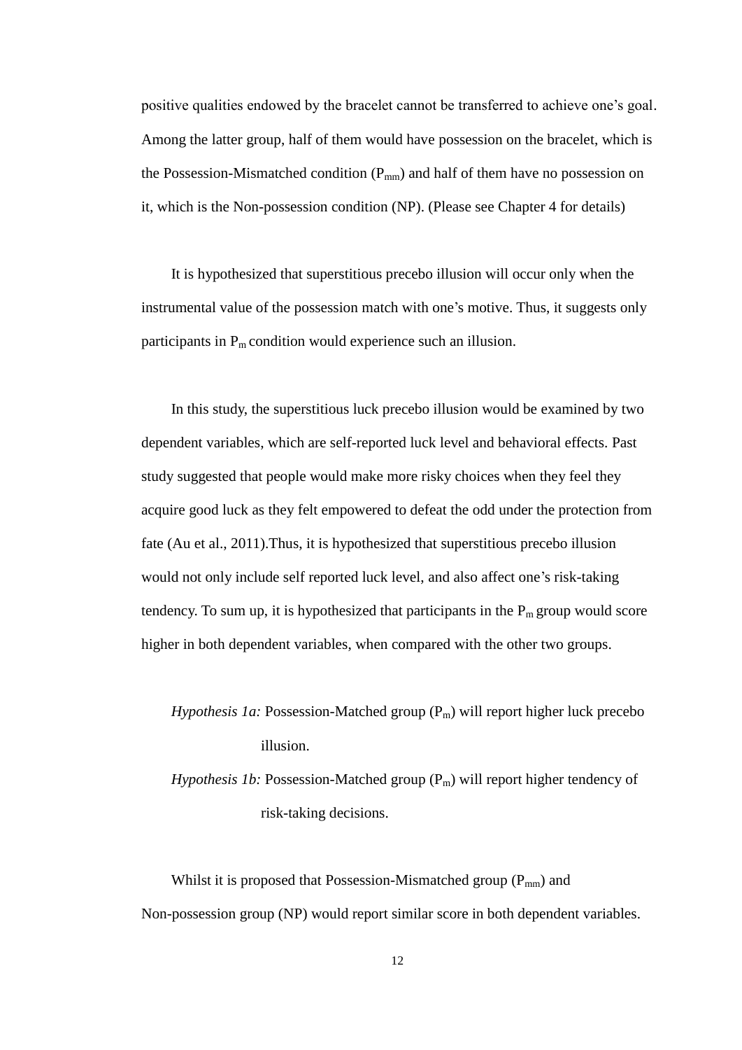positive qualities endowed by the bracelet cannot be transferred to achieve one's goal. Among the latter group, half of them would have possession on the bracelet, which is the Possession-Mismatched condition ($P_{mm}$) and half of them have no possession on it, which is the Non-possession condition (NP). (Please see Chapter 4 for details)

It is hypothesized that superstitious precebo illusion will occur only when the instrumental value of the possession match with one's motive. Thus, it suggests only participants in $P_m$ condition would experience such an illusion.

In this study, the superstitious luck precebo illusion would be examined by two dependent variables, which are self-reported luck level and behavioral effects. Past study suggested that people would make more risky choices when they feel they acquire good luck as they felt empowered to defeat the odd under the protection from fate (Au et al., 2011).Thus, it is hypothesized that superstitious precebo illusion would not only include self reported luck level, and also affect one's risk-taking tendency. To sum up, it is hypothesized that participants in the $P_m$ group would score higher in both dependent variables, when compared with the other two groups.

*Hypothesis 1a:* Possession-Matched group ($P_m$) will report higher luck precebo illusion.

*Hypothesis 1b:* Possession-Matched group ($P_m$) will report higher tendency of risk-taking decisions.

Whilst it is proposed that Possession-Mismatched group ($P_{mm}$) and Non-possession group (NP) would report similar score in both dependent variables.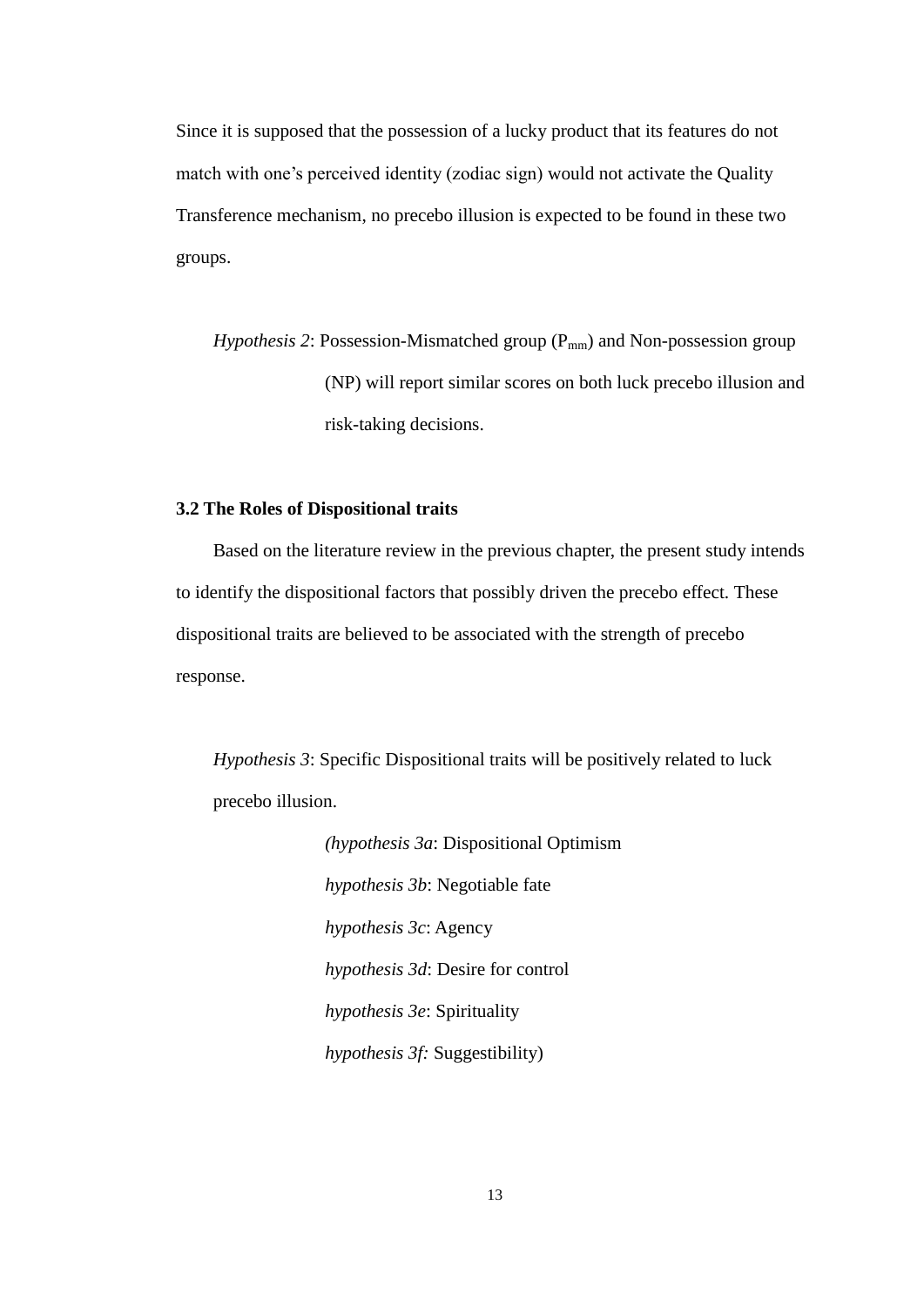Since it is supposed that the possession of a lucky product that its features do not match with one's perceived identity (zodiac sign) would not activate the Quality Transference mechanism, no precebo illusion is expected to be found in these two groups.

*Hypothesis 2*: Possession-Mismatched group ($P_{mm}$) and Non-possession group (NP) will report similar scores on both luck precebo illusion and risk-taking decisions.

### 3.2 The Roles of Dispositional traits

Based on the literature review in the previous chapter, the present study intends to identify the dispositional factors that possibly driven the precebo effect. These dispositional traits are believed to be associated with the strength of precebo response.

*Hypothesis 3*: Specific Dispositional traits will be positively related to luck precebo illusion.

(*hypothesis 3a*: Dispositional Optimism

*hypothesis 3b*: Negotiable fate

*hypothesis 3c*: Agency

*hypothesis 3d*: Desire for control

*hypothesis 3e*: Spirituality

*hypothesis 3f:* Suggestibility)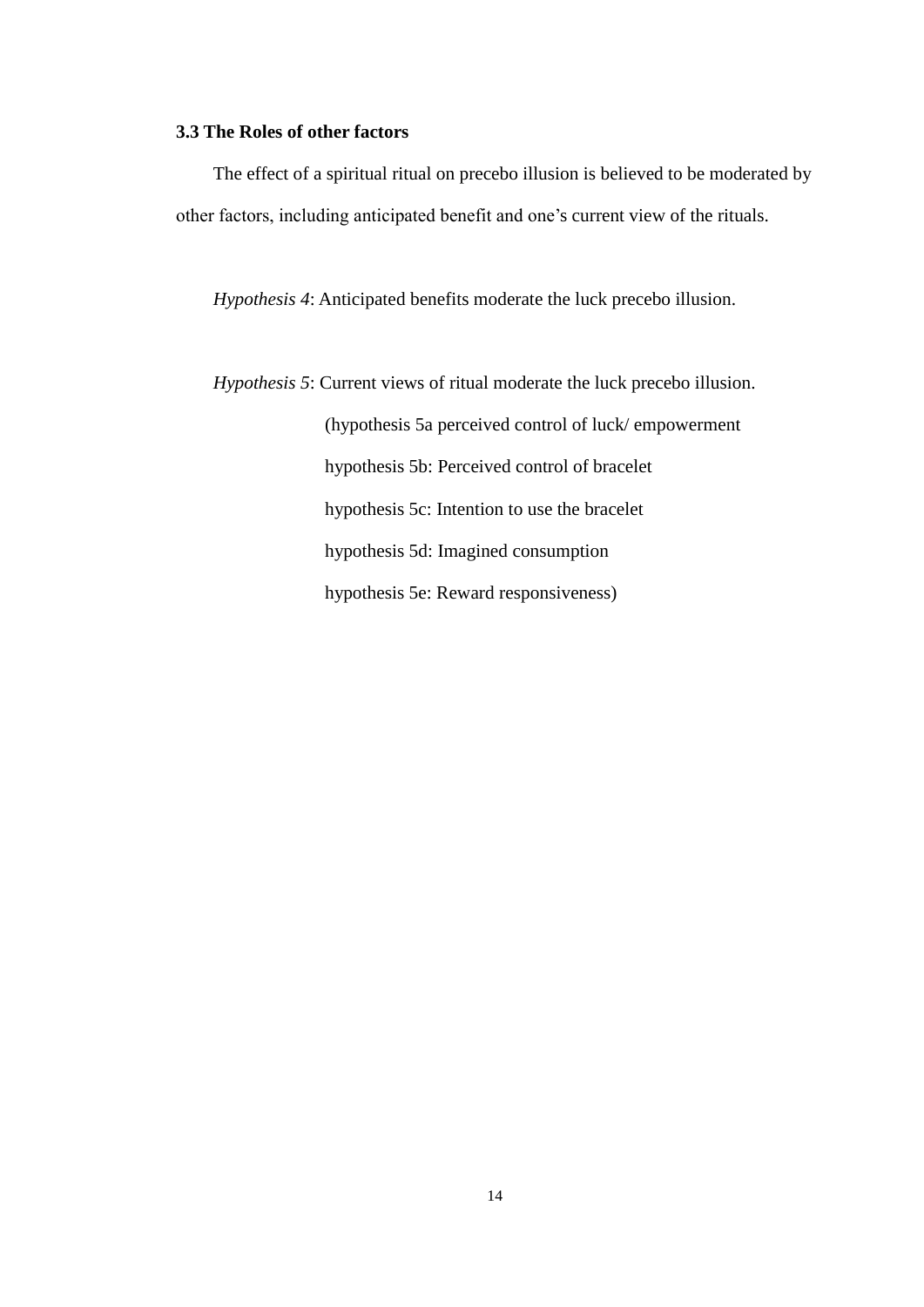### 3.3 The Roles of other factors

The effect of a spiritual ritual on precebo illusion is believed to be moderated by other factors, including anticipated benefit and one's current view of the rituals.

*Hypothesis 4*: Anticipated benefits moderate the luck precebo illusion.

*Hypothesis 5*: Current views of ritual moderate the luck precebo illusion.

(hypothesis 5a perceived control of luck/ empowerment

hypothesis 5b: Perceived control of bracelet

hypothesis 5c: Intention to use the bracelet

hypothesis 5d: Imagined consumption

hypothesis 5e: Reward responsiveness)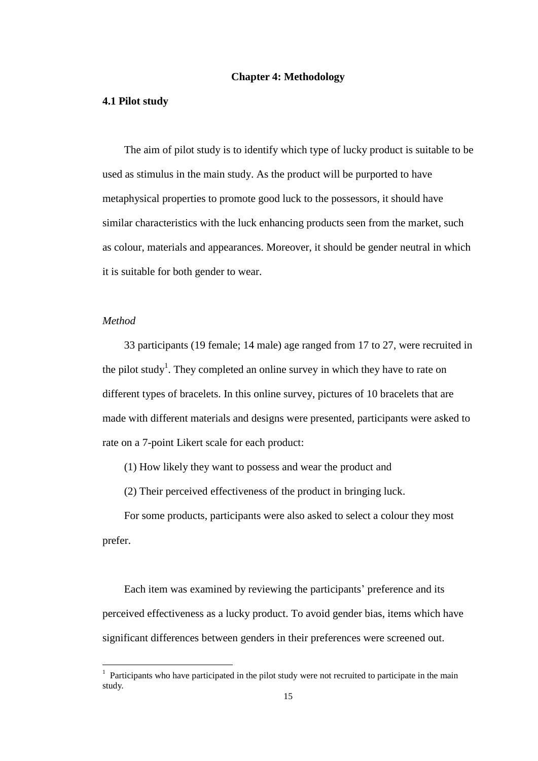# Chapter 4: Methodology

## 4.1 Pilot study

The aim of pilot study is to identify which type of lucky product is suitable to be used as stimulus in the main study. As the product will be purported to have metaphysical properties to promote good luck to the possessors, it should have similar characteristics with the luck enhancing products seen from the market, such as colour, materials and appearances. Moreover, it should be gender neutral in which it is suitable for both gender to wear.

*Method*

33 participants (19 female; 14 male) age ranged from 17 to 27, were recruited in the pilot study[1]. They completed an online survey in which they have to rate on different types of bracelets. In this online survey, pictures of 10 bracelets that are made with different materials and designs were presented, participants were asked to rate on a 7-point Likert scale for each product:

(1) How likely they want to possess and wear the product and

(2) Their perceived effectiveness of the product in bringing luck.

For some products, participants were also asked to select a colour they most prefer.

Each item was examined by reviewing the participants' preference and its perceived effectiveness as a lucky product. To avoid gender bias, items which have significant differences between genders in their preferences were screened out.

[1] Participants who have participated in the pilot study were not recruited to participate in the main study.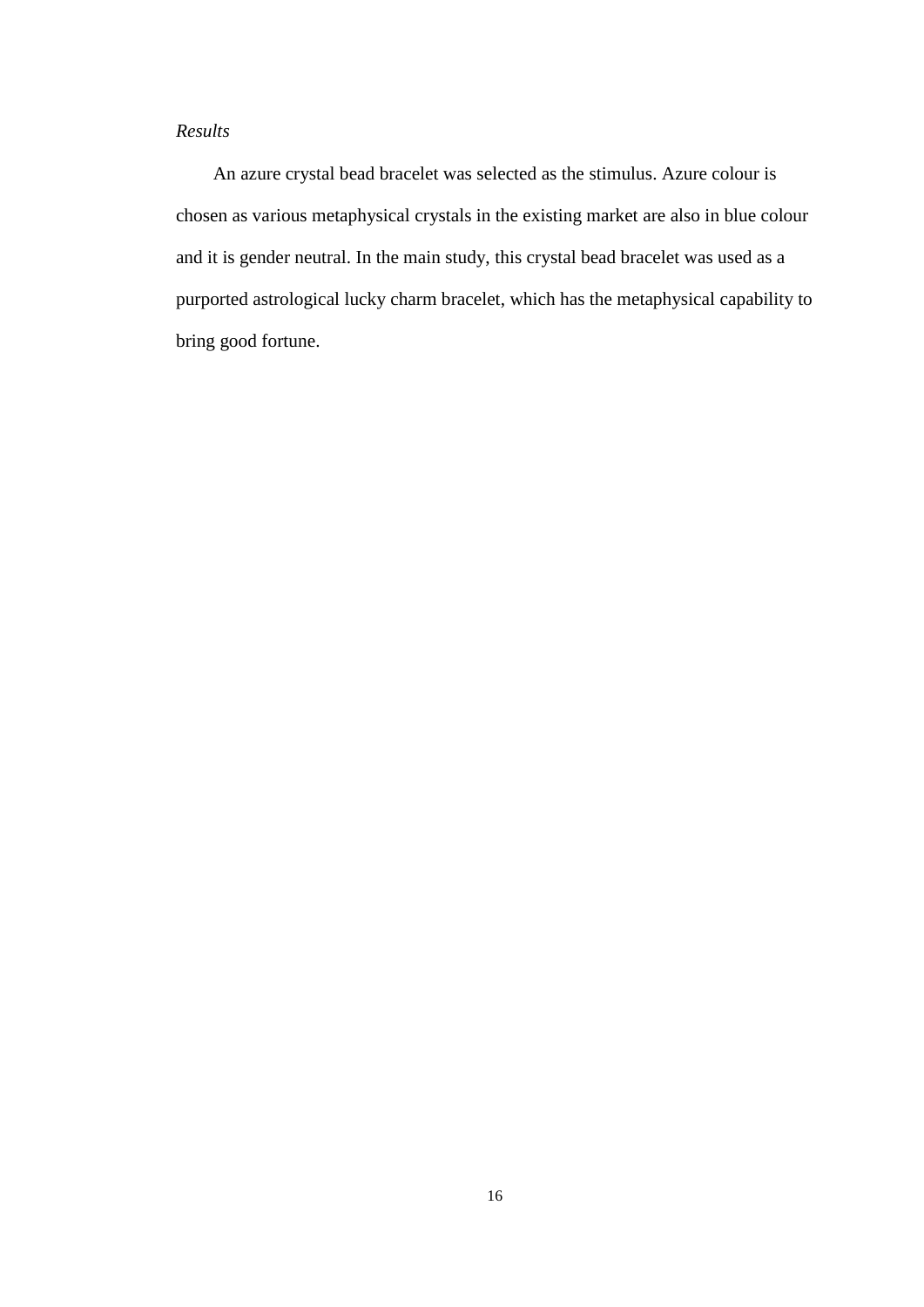*Results*

An azure crystal bead bracelet was selected as the stimulus. Azure colour is chosen as various metaphysical crystals in the existing market are also in blue colour and it is gender neutral. In the main study, this crystal bead bracelet was used as a purported astrological lucky charm bracelet, which has the metaphysical capability to bring good fortune.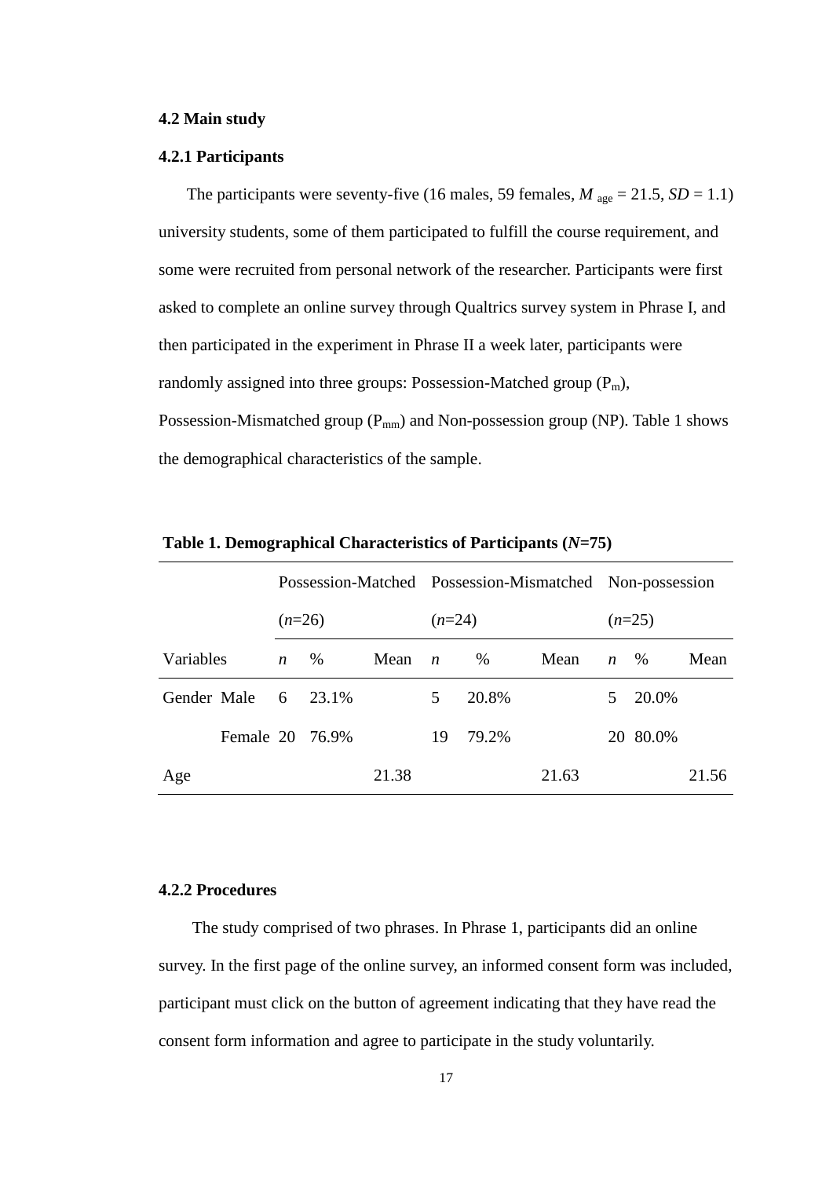**4.2 Main study**

**4.2.1 Participants**

The participants were seventy-five (16 males, 59 females, $M_{\text{age}} = 21.5$, $SD = 1.1$) university students, some of them participated to fulfill the course requirement, and some were recruited from personal network of the researcher. Participants were first asked to complete an online survey through Qualtrics survey system in Phrase I, and then participated in the experiment in Phrase II a week later, participants were randomly assigned into three groups: Possession-Matched group ($P_m$), Possession-Mismatched group ($P_{mm}$) and Non-possession group (NP). Table 1 shows the demographical characteristics of the sample.

**Table 1. Demographical Characteristics of Participants (*N*=75)**

| | | Possession-Matched (*n*=26) | | | Possession-Mismatched (*n*=24) | | | Non-possession (*n*=25) | | |
|---|---|---|---|---|---|---|---|---|---|---|
| Variables | | *n* | % | Mean | *n* | % | Mean | *n* | % | Mean |
| Gender | Male | 6 | 23.1% | | 5 | 20.8% | | 5 | 20.0% | |
| | Female | 20 | 76.9% | | 19 | 79.2% | | 20 | 80.0% | |
| Age | | | | 21.38 | | | 21.63 | | | 21.56 |

**4.2.2 Procedures**

The study comprised of two phrases. In Phrase 1, participants did an online survey. In the first page of the online survey, an informed consent form was included, participant must click on the button of agreement indicating that they have read the consent form information and agree to participate in the study voluntarily.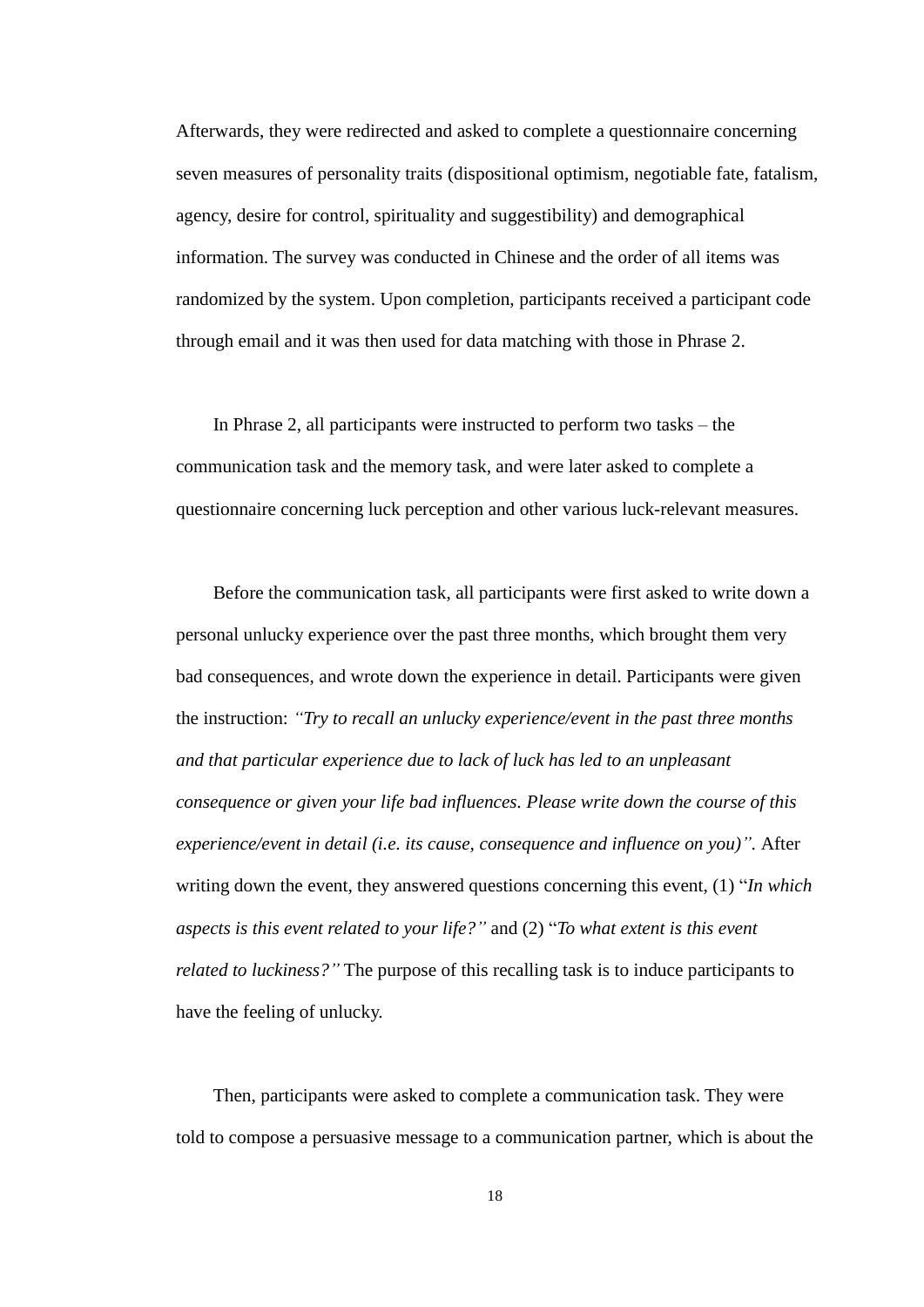Afterwards, they were redirected and asked to complete a questionnaire concerning seven measures of personality traits (dispositional optimism, negotiable fate, fatalism, agency, desire for control, spirituality and suggestibility) and demographical information. The survey was conducted in Chinese and the order of all items was randomized by the system. Upon completion, participants received a participant code through email and it was then used for data matching with those in Phrase 2.

In Phrase 2, all participants were instructed to perform two tasks – the communication task and the memory task, and were later asked to complete a questionnaire concerning luck perception and other various luck-relevant measures.

Before the communication task, all participants were first asked to write down a personal unlucky experience over the past three months, which brought them very bad consequences, and wrote down the experience in detail. Participants were given the instruction: *"Try to recall an unlucky experience/event in the past three months and that particular experience due to lack of luck has led to an unpleasant consequence or given your life bad influences. Please write down the course of this experience/event in detail (i.e. its cause, consequence and influence on you)".* After writing down the event, they answered questions concerning this event, (1) "*In which aspects is this event related to your life?"* and (2) "*To what extent is this event related to luckiness?"* The purpose of this recalling task is to induce participants to have the feeling of unlucky.

Then, participants were asked to complete a communication task. They were told to compose a persuasive message to a communication partner, which is about the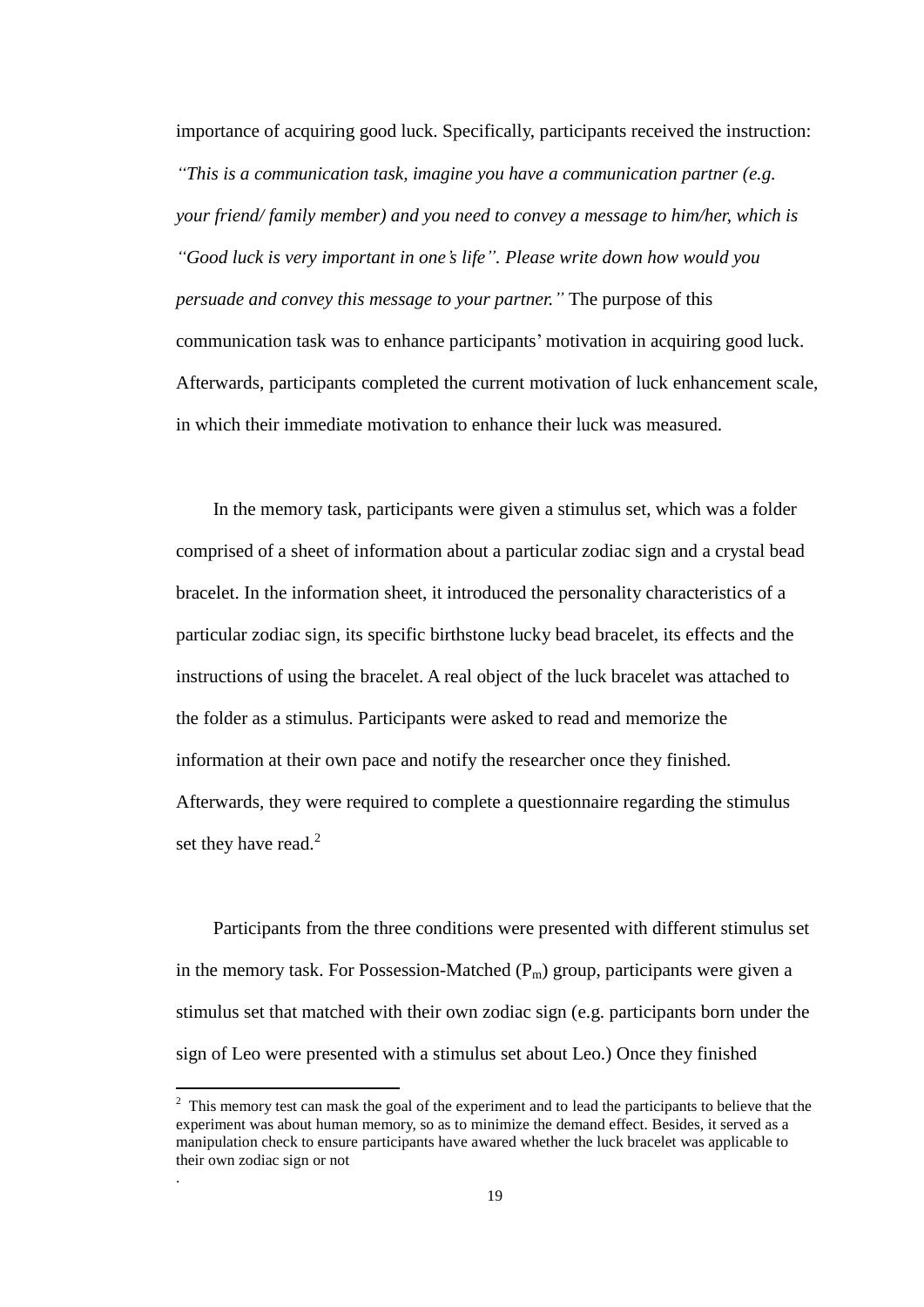importance of acquiring good luck. Specifically, participants received the instruction: *"This is a communication task, imagine you have a communication partner (e.g. your friend/ family member) and you need to convey a message to him/her, which is "Good luck is very important in one's life". Please write down how would you persuade and convey this message to your partner."* The purpose of this communication task was to enhance participants' motivation in acquiring good luck. Afterwards, participants completed the current motivation of luck enhancement scale, in which their immediate motivation to enhance their luck was measured.

In the memory task, participants were given a stimulus set, which was a folder comprised of a sheet of information about a particular zodiac sign and a crystal bead bracelet. In the information sheet, it introduced the personality characteristics of a particular zodiac sign, its specific birthstone lucky bead bracelet, its effects and the instructions of using the bracelet. A real object of the luck bracelet was attached to the folder as a stimulus. Participants were asked to read and memorize the information at their own pace and notify the researcher once they finished. Afterwards, they were required to complete a questionnaire regarding the stimulus set they have read.[2]

Participants from the three conditions were presented with different stimulus set in the memory task. For Possession-Matched ($P_m$) group, participants were given a stimulus set that matched with their own zodiac sign (e.g. participants born under the sign of Leo were presented with a stimulus set about Leo.) Once they finished

---

[2] This memory test can mask the goal of the experiment and to lead the participants to believe that the experiment was about human memory, so as to minimize the demand effect. Besides, it served as a manipulation check to ensure participants have awared whether the luck bracelet was applicable to their own zodiac sign or not

.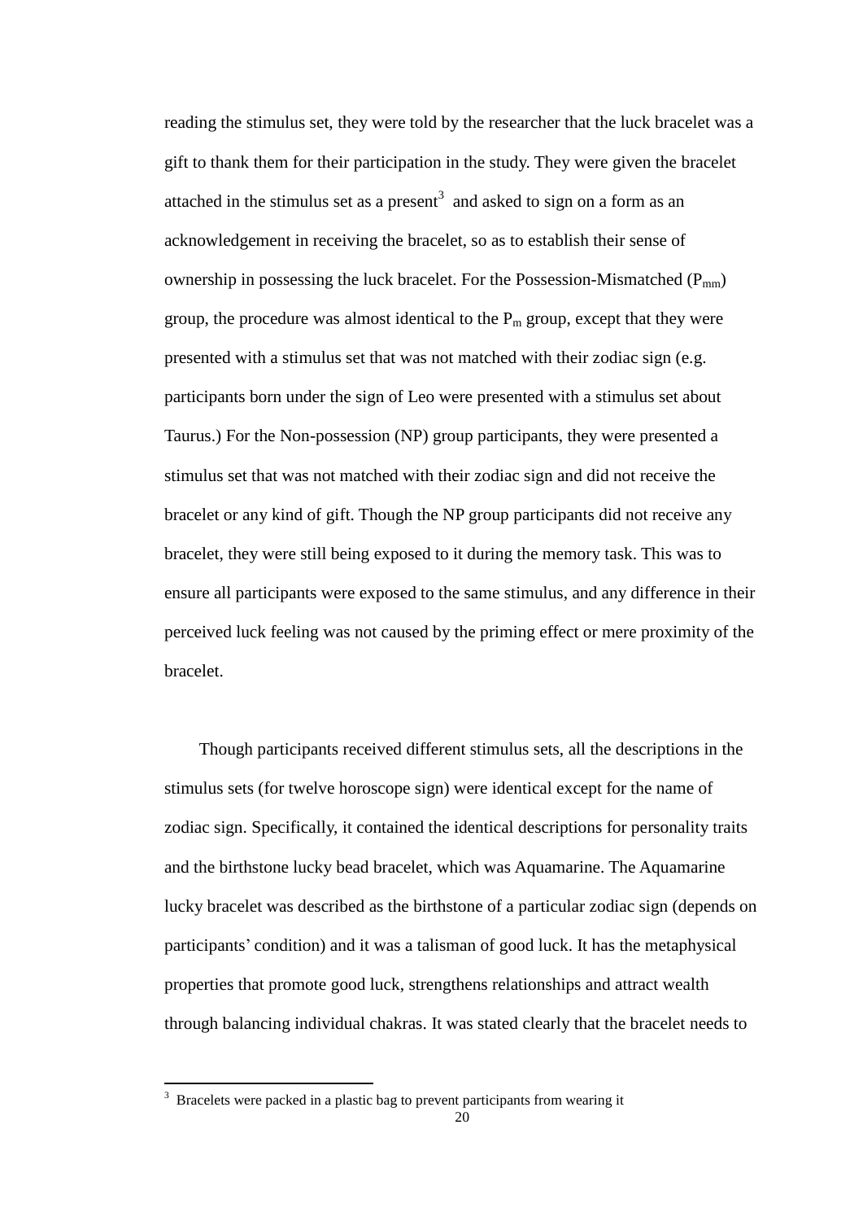reading the stimulus set, they were told by the researcher that the luck bracelet was a gift to thank them for their participation in the study. They were given the bracelet attached in the stimulus set as a present[3] and asked to sign on a form as an acknowledgement in receiving the bracelet, so as to establish their sense of ownership in possessing the luck bracelet. For the Possession-Mismatched ($P_{mm}$) group, the procedure was almost identical to the $P_m$ group, except that they were presented with a stimulus set that was not matched with their zodiac sign (e.g. participants born under the sign of Leo were presented with a stimulus set about Taurus.) For the Non-possession (NP) group participants, they were presented a stimulus set that was not matched with their zodiac sign and did not receive the bracelet or any kind of gift. Though the NP group participants did not receive any bracelet, they were still being exposed to it during the memory task. This was to ensure all participants were exposed to the same stimulus, and any difference in their perceived luck feeling was not caused by the priming effect or mere proximity of the bracelet.

Though participants received different stimulus sets, all the descriptions in the stimulus sets (for twelve horoscope sign) were identical except for the name of zodiac sign. Specifically, it contained the identical descriptions for personality traits and the birthstone lucky bead bracelet, which was Aquamarine. The Aquamarine lucky bracelet was described as the birthstone of a particular zodiac sign (depends on participants' condition) and it was a talisman of good luck. It has the metaphysical properties that promote good luck, strengthens relationships and attract wealth through balancing individual chakras. It was stated clearly that the bracelet needs to

[3] Bracelets were packed in a plastic bag to prevent participants from wearing it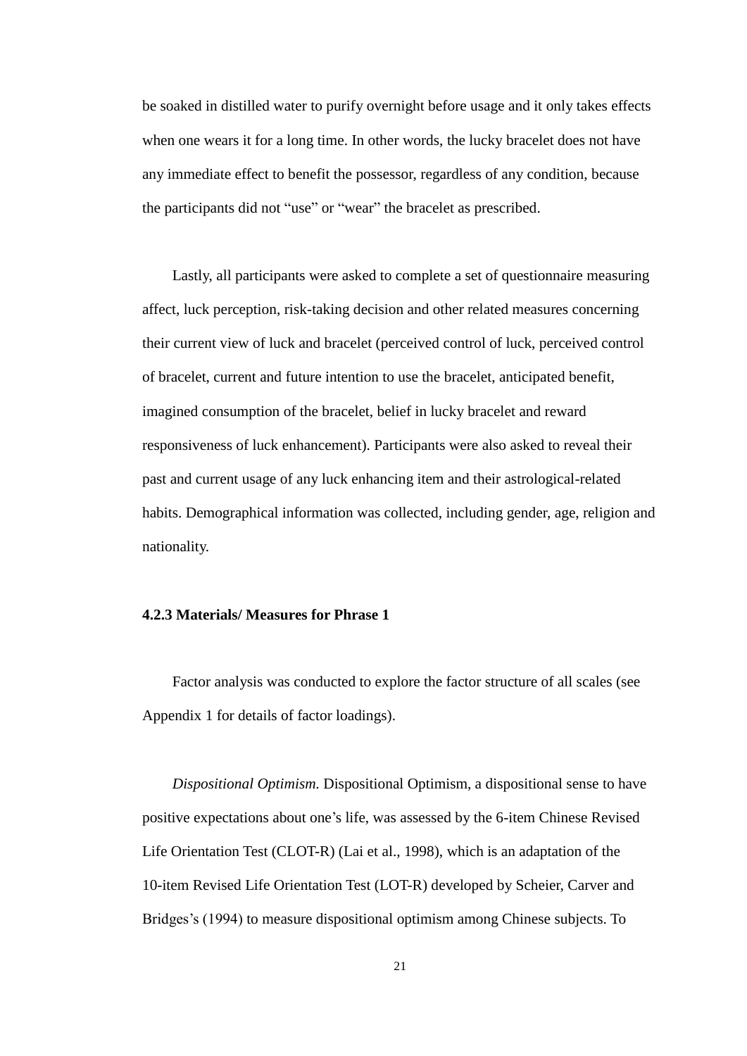be soaked in distilled water to purify overnight before usage and it only takes effects when one wears it for a long time. In other words, the lucky bracelet does not have any immediate effect to benefit the possessor, regardless of any condition, because the participants did not “use” or “wear” the bracelet as prescribed.

Lastly, all participants were asked to complete a set of questionnaire measuring affect, luck perception, risk-taking decision and other related measures concerning their current view of luck and bracelet (perceived control of luck, perceived control of bracelet, current and future intention to use the bracelet, anticipated benefit, imagined consumption of the bracelet, belief in lucky bracelet and reward responsiveness of luck enhancement). Participants were also asked to reveal their past and current usage of any luck enhancing item and their astrological-related habits. Demographical information was collected, including gender, age, religion and nationality.

### 4.2.3 Materials/ Measures for Phrase 1

Factor analysis was conducted to explore the factor structure of all scales (see Appendix 1 for details of factor loadings).

*Dispositional Optimism.* Dispositional Optimism, a dispositional sense to have positive expectations about one’s life, was assessed by the 6-item Chinese Revised Life Orientation Test (CLOT-R) (Lai et al., 1998), which is an adaptation of the 10-item Revised Life Orientation Test (LOT-R) developed by Scheier, Carver and Bridges’s (1994) to measure dispositional optimism among Chinese subjects. To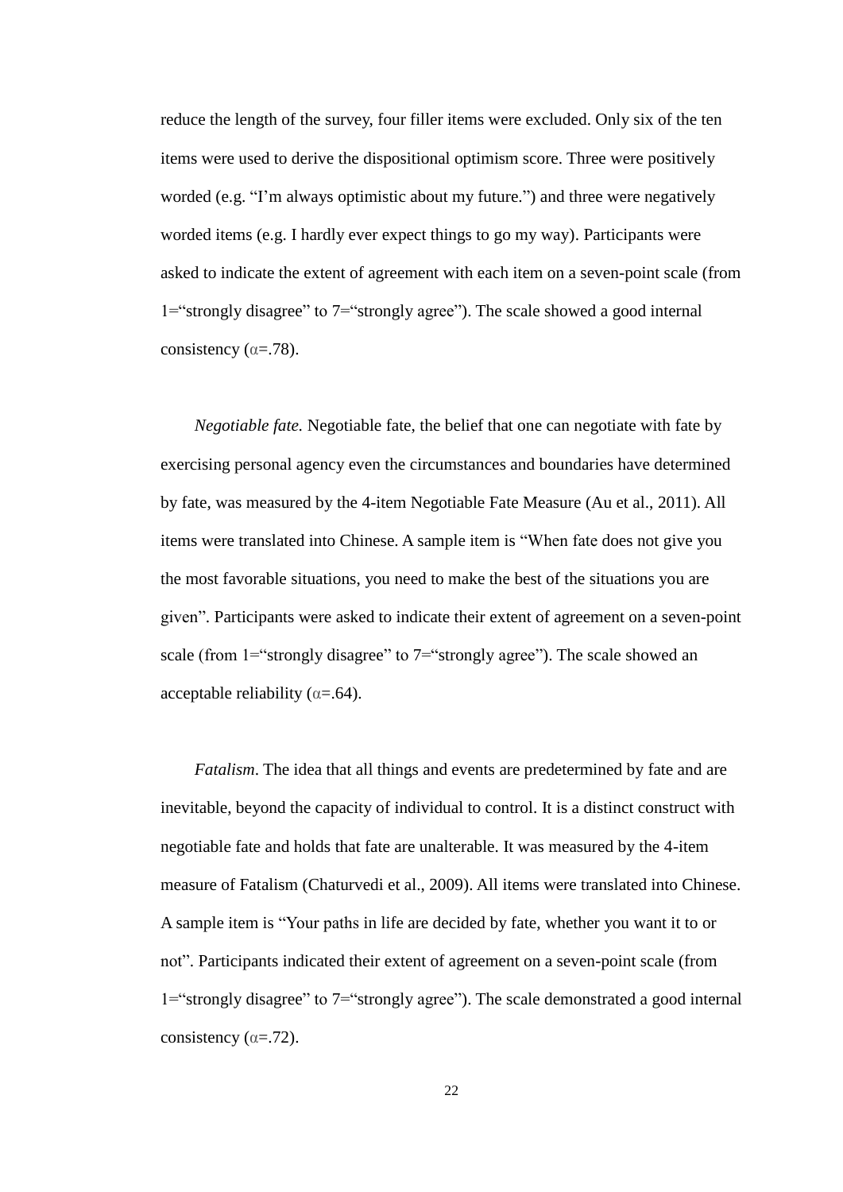reduce the length of the survey, four filler items were excluded. Only six of the ten items were used to derive the dispositional optimism score. Three were positively worded (e.g. "I'm always optimistic about my future.") and three were negatively worded items (e.g. I hardly ever expect things to go my way). Participants were asked to indicate the extent of agreement with each item on a seven-point scale (from 1="strongly disagree" to 7="strongly agree"). The scale showed a good internal consistency ($\alpha$=.78).

*Negotiable fate.* Negotiable fate, the belief that one can negotiate with fate by exercising personal agency even the circumstances and boundaries have determined by fate, was measured by the 4-item Negotiable Fate Measure (Au et al., 2011). All items were translated into Chinese. A sample item is "When fate does not give you the most favorable situations, you need to make the best of the situations you are given". Participants were asked to indicate their extent of agreement on a seven-point scale (from 1="strongly disagree" to 7="strongly agree"). The scale showed an acceptable reliability ($\alpha$=.64).

*Fatalism*. The idea that all things and events are predetermined by fate and are inevitable, beyond the capacity of individual to control. It is a distinct construct with negotiable fate and holds that fate are unalterable. It was measured by the 4-item measure of Fatalism (Chaturvedi et al., 2009). All items were translated into Chinese. A sample item is "Your paths in life are decided by fate, whether you want it to or not". Participants indicated their extent of agreement on a seven-point scale (from 1="strongly disagree" to 7="strongly agree"). The scale demonstrated a good internal consistency ($\alpha$=.72).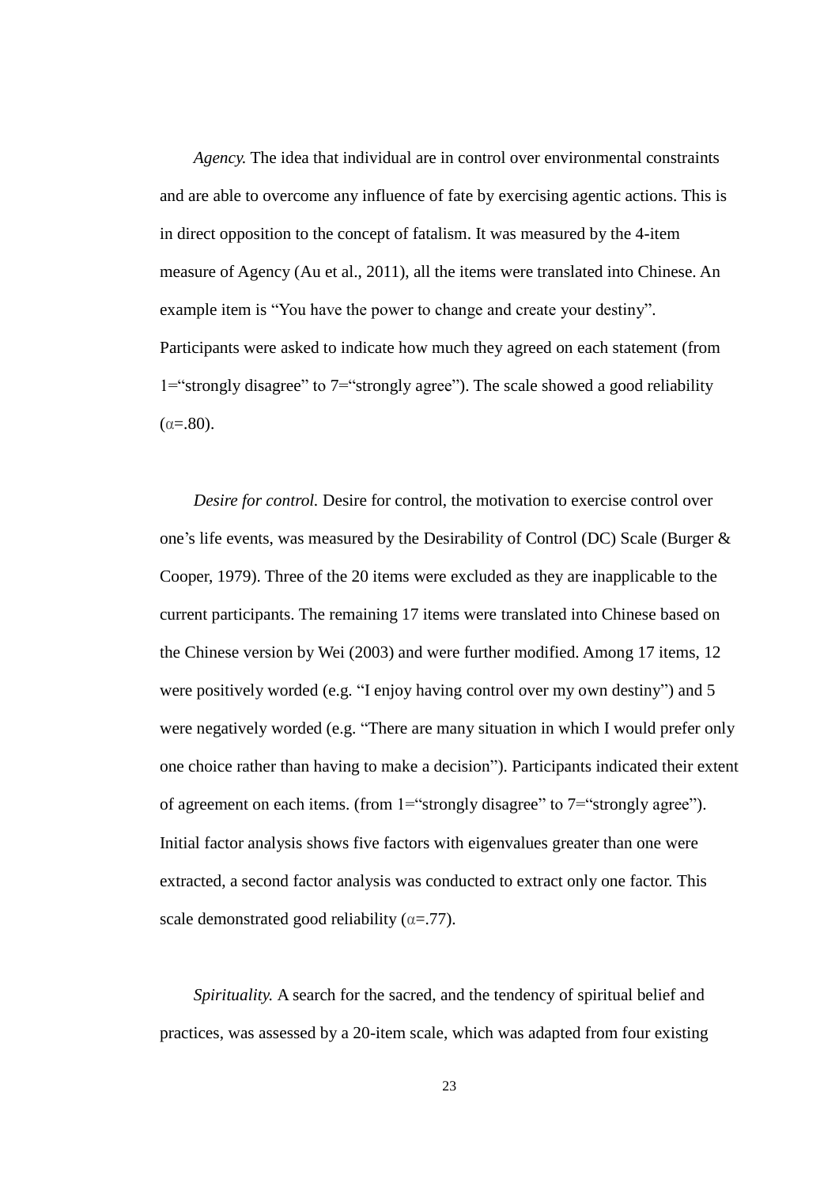*Agency.* The idea that individual are in control over environmental constraints and are able to overcome any influence of fate by exercising agentic actions. This is in direct opposition to the concept of fatalism. It was measured by the 4-item measure of Agency (Au et al., 2011), all the items were translated into Chinese. An example item is "You have the power to change and create your destiny". Participants were asked to indicate how much they agreed on each statement (from 1="strongly disagree" to 7="strongly agree"). The scale showed a good reliability ($\alpha$=.80).

*Desire for control.* Desire for control, the motivation to exercise control over one's life events, was measured by the Desirability of Control (DC) Scale (Burger & Cooper, 1979). Three of the 20 items were excluded as they are inapplicable to the current participants. The remaining 17 items were translated into Chinese based on the Chinese version by Wei (2003) and were further modified. Among 17 items, 12 were positively worded (e.g. "I enjoy having control over my own destiny") and 5 were negatively worded (e.g. "There are many situation in which I would prefer only one choice rather than having to make a decision"). Participants indicated their extent of agreement on each items. (from 1="strongly disagree" to 7="strongly agree"). Initial factor analysis shows five factors with eigenvalues greater than one were extracted, a second factor analysis was conducted to extract only one factor. This scale demonstrated good reliability ($\alpha$=.77).

*Spirituality.* A search for the sacred, and the tendency of spiritual belief and practices, was assessed by a 20-item scale, which was adapted from four existing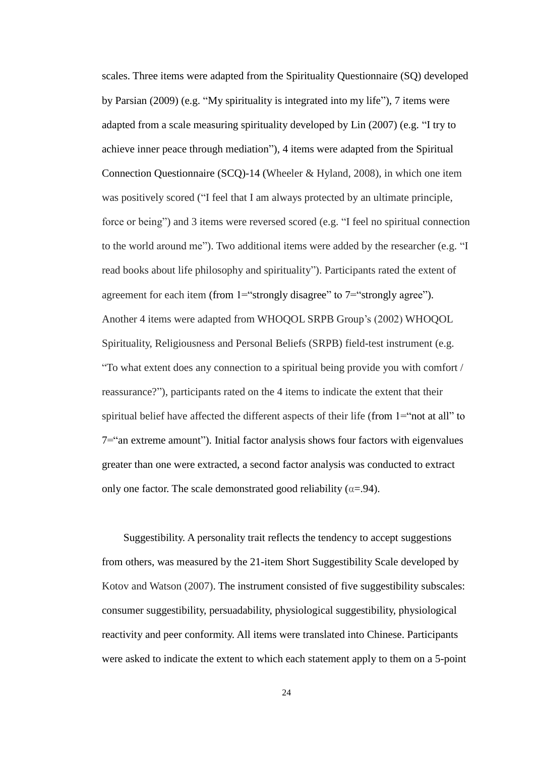scales. Three items were adapted from the Spirituality Questionnaire (SQ) developed by Parsian (2009) (e.g. "My spirituality is integrated into my life"), 7 items were adapted from a scale measuring spirituality developed by Lin (2007) (e.g. "I try to achieve inner peace through mediation"), 4 items were adapted from the Spiritual Connection Questionnaire (SCQ)-14 (Wheeler & Hyland, 2008), in which one item was positively scored ("I feel that I am always protected by an ultimate principle, force or being") and 3 items were reversed scored (e.g. "I feel no spiritual connection to the world around me"). Two additional items were added by the researcher (e.g. "I read books about life philosophy and spirituality"). Participants rated the extent of agreement for each item (from 1="strongly disagree" to 7="strongly agree"). Another 4 items were adapted from WHOQOL SRPB Group's (2002) WHOQOL Spirituality, Religiousness and Personal Beliefs (SRPB) field-test instrument (e.g. "To what extent does any connection to a spiritual being provide you with comfort / reassurance?"), participants rated on the 4 items to indicate the extent that their spiritual belief have affected the different aspects of their life (from 1="not at all" to 7="an extreme amount"). Initial factor analysis shows four factors with eigenvalues greater than one were extracted, a second factor analysis was conducted to extract only one factor. The scale demonstrated good reliability ($\alpha$=.94).

Suggestibility. A personality trait reflects the tendency to accept suggestions from others, was measured by the 21-item Short Suggestibility Scale developed by Kotov and Watson (2007). The instrument consisted of five suggestibility subscales: consumer suggestibility, persuadability, physiological suggestibility, physiological reactivity and peer conformity. All items were translated into Chinese. Participants were asked to indicate the extent to which each statement apply to them on a 5-point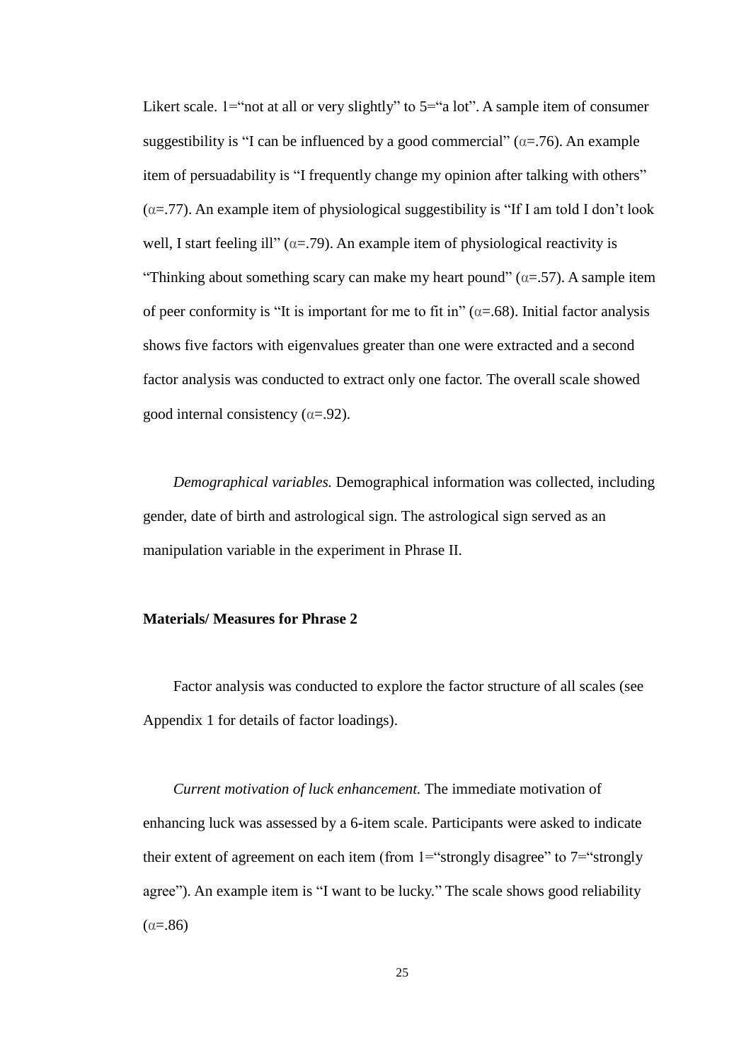Likert scale. 1="not at all or very slightly" to 5="a lot". A sample item of consumer suggestibility is "I can be influenced by a good commercial" ($\alpha$=.76). An example item of persuadability is "I frequently change my opinion after talking with others" ($\alpha$=.77). An example item of physiological suggestibility is "If I am told I don't look well, I start feeling ill" ($\alpha$=.79). An example item of physiological reactivity is "Thinking about something scary can make my heart pound" ($\alpha$=.57). A sample item of peer conformity is "It is important for me to fit in" ($\alpha$=.68). Initial factor analysis shows five factors with eigenvalues greater than one were extracted and a second factor analysis was conducted to extract only one factor. The overall scale showed good internal consistency ($\alpha$=.92).

*Demographical variables.* Demographical information was collected, including gender, date of birth and astrological sign. The astrological sign served as an manipulation variable in the experiment in Phrase II.

**Materials/ Measures for Phrase 2**

Factor analysis was conducted to explore the factor structure of all scales (see Appendix 1 for details of factor loadings).

*Current motivation of luck enhancement.* The immediate motivation of enhancing luck was assessed by a 6-item scale. Participants were asked to indicate their extent of agreement on each item (from 1="strongly disagree" to 7="strongly agree"). An example item is "I want to be lucky." The scale shows good reliability ($\alpha$=.86)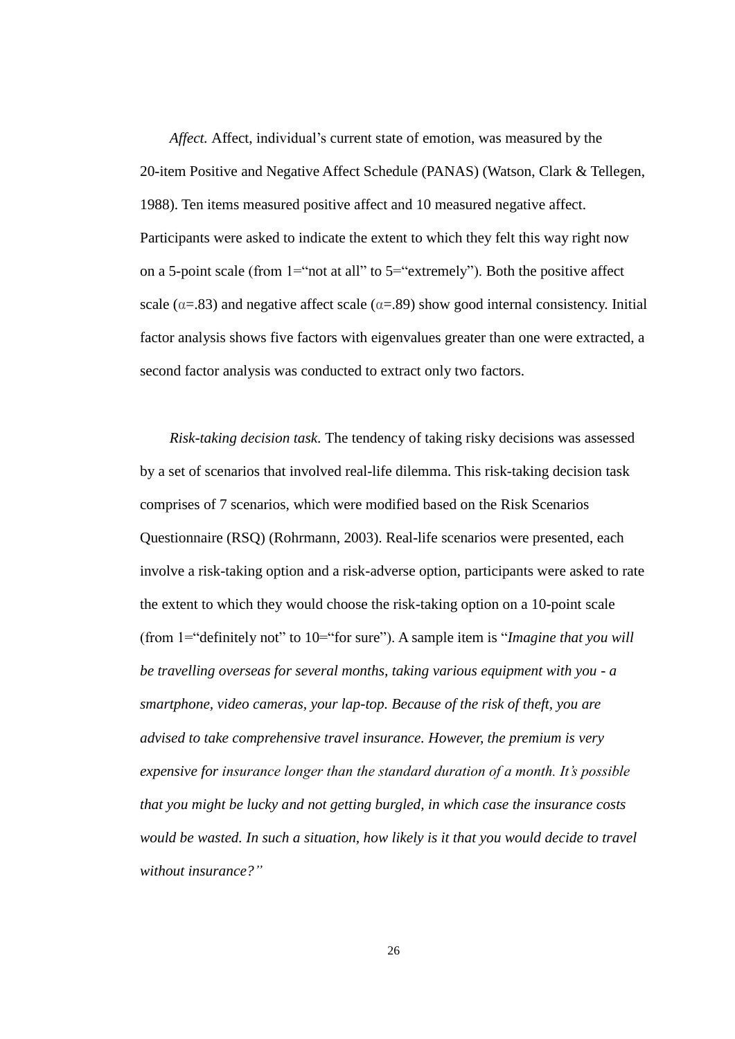*Affect.* Affect, individual's current state of emotion, was measured by the 20-item Positive and Negative Affect Schedule (PANAS) (Watson, Clark & Tellegen, 1988). Ten items measured positive affect and 10 measured negative affect. Participants were asked to indicate the extent to which they felt this way right now on a 5-point scale (from 1="not at all" to 5="extremely"). Both the positive affect scale ($\alpha$=.83) and negative affect scale ($\alpha$=.89) show good internal consistency. Initial factor analysis shows five factors with eigenvalues greater than one were extracted, a second factor analysis was conducted to extract only two factors.

*Risk-taking decision task.* The tendency of taking risky decisions was assessed by a set of scenarios that involved real-life dilemma. This risk-taking decision task comprises of 7 scenarios, which were modified based on the Risk Scenarios Questionnaire (RSQ) (Rohrmann, 2003). Real-life scenarios were presented, each involve a risk-taking option and a risk-adverse option, participants were asked to rate the extent to which they would choose the risk-taking option on a 10-point scale (from 1="definitely not" to 10="for sure"). A sample item is "*Imagine that you will be travelling overseas for several months, taking various equipment with you - a smartphone, video cameras, your lap-top. Because of the risk of theft, you are advised to take comprehensive travel insurance. However, the premium is very expensive for insurance longer than the standard duration of a month. It's possible that you might be lucky and not getting burgled, in which case the insurance costs would be wasted. In such a situation, how likely is it that you would decide to travel without insurance?"*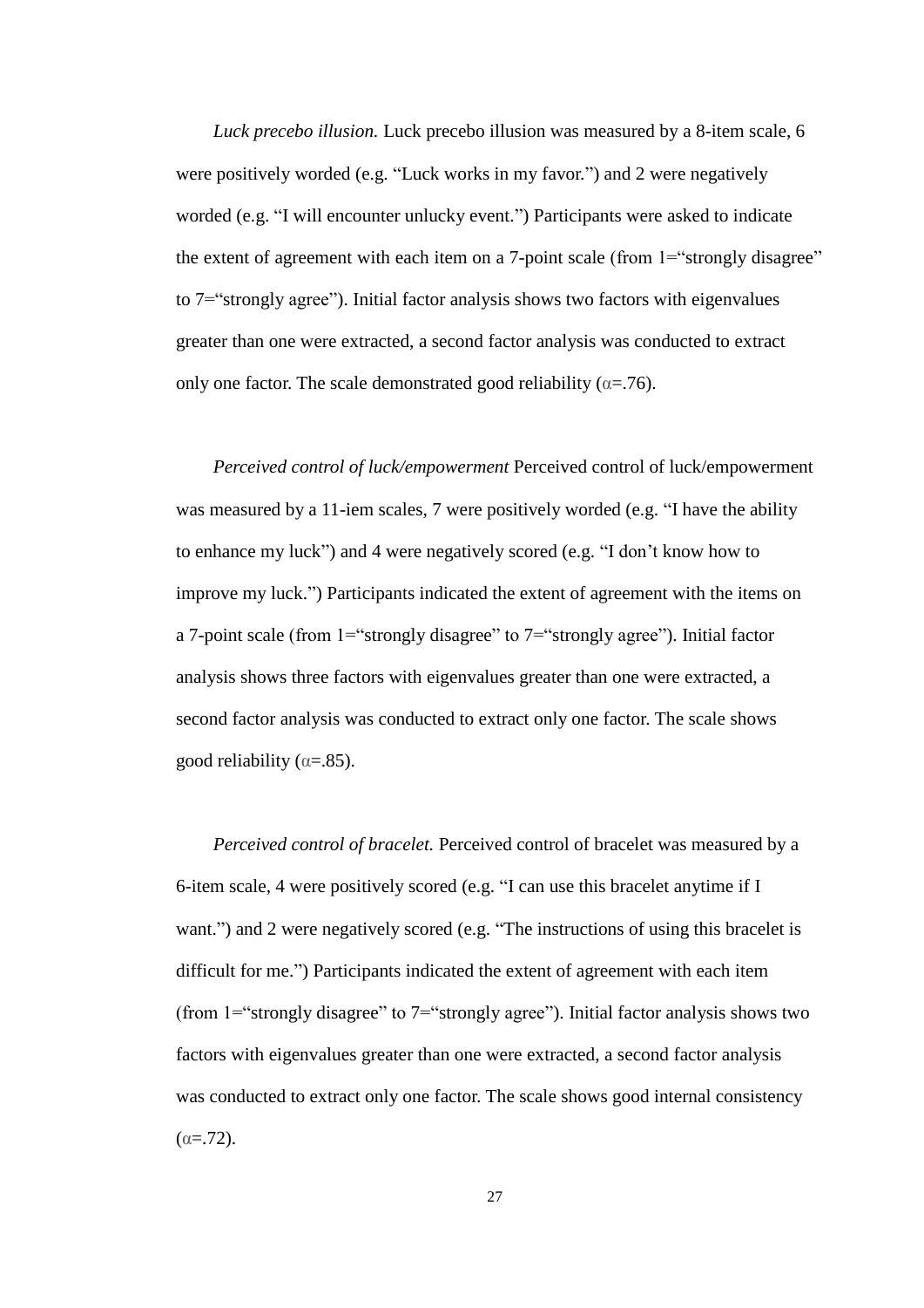*Luck precebo illusion.* Luck precebo illusion was measured by a 8-item scale, 6 were positively worded (e.g. "Luck works in my favor.") and 2 were negatively worded (e.g. "I will encounter unlucky event.") Participants were asked to indicate the extent of agreement with each item on a 7-point scale (from 1="strongly disagree" to 7="strongly agree"). Initial factor analysis shows two factors with eigenvalues greater than one were extracted, a second factor analysis was conducted to extract only one factor. The scale demonstrated good reliability (α=.76).

*Perceived control of luck/empowerment* Perceived control of luck/empowerment was measured by a 11-iem scales, 7 were positively worded (e.g. "I have the ability to enhance my luck") and 4 were negatively scored (e.g. "I don't know how to improve my luck.") Participants indicated the extent of agreement with the items on a 7-point scale (from 1="strongly disagree" to 7="strongly agree"). Initial factor analysis shows three factors with eigenvalues greater than one were extracted, a second factor analysis was conducted to extract only one factor. The scale shows good reliability (α=.85).

*Perceived control of bracelet.* Perceived control of bracelet was measured by a 6-item scale, 4 were positively scored (e.g. "I can use this bracelet anytime if I want.") and 2 were negatively scored (e.g. "The instructions of using this bracelet is difficult for me.") Participants indicated the extent of agreement with each item (from 1="strongly disagree" to 7="strongly agree"). Initial factor analysis shows two factors with eigenvalues greater than one were extracted, a second factor analysis was conducted to extract only one factor. The scale shows good internal consistency (α=.72).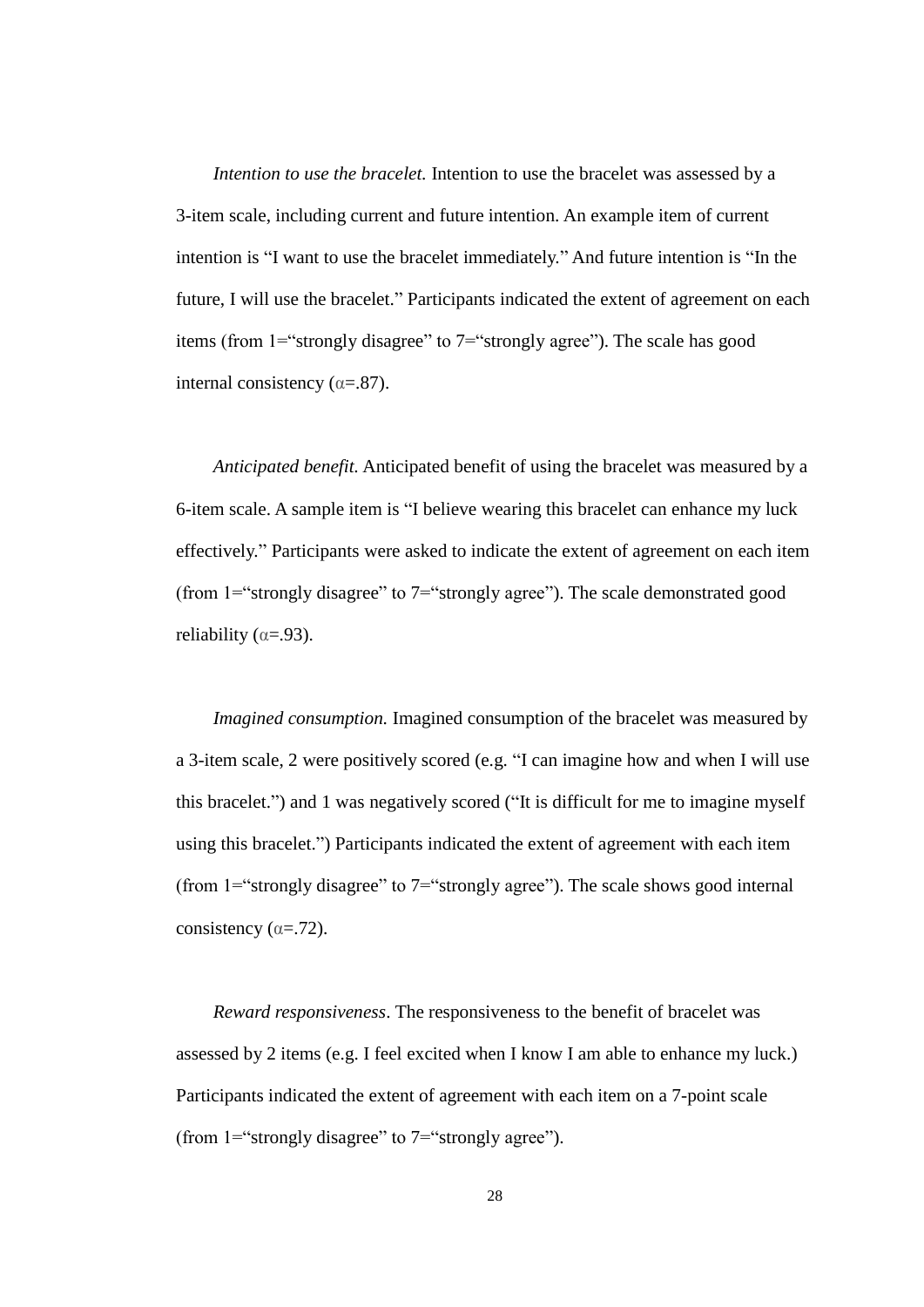*Intention to use the bracelet.* Intention to use the bracelet was assessed by a 3-item scale, including current and future intention. An example item of current intention is "I want to use the bracelet immediately." And future intention is "In the future, I will use the bracelet." Participants indicated the extent of agreement on each items (from 1="strongly disagree" to 7="strongly agree"). The scale has good internal consistency ($\alpha$=.87).

*Anticipated benefit.* Anticipated benefit of using the bracelet was measured by a 6-item scale. A sample item is "I believe wearing this bracelet can enhance my luck effectively." Participants were asked to indicate the extent of agreement on each item (from 1="strongly disagree" to 7="strongly agree"). The scale demonstrated good reliability ($\alpha$=.93).

*Imagined consumption.* Imagined consumption of the bracelet was measured by a 3-item scale, 2 were positively scored (e.g. "I can imagine how and when I will use this bracelet.") and 1 was negatively scored ("It is difficult for me to imagine myself using this bracelet.") Participants indicated the extent of agreement with each item (from 1="strongly disagree" to 7="strongly agree"). The scale shows good internal consistency ($\alpha$=.72).

*Reward responsiveness*. The responsiveness to the benefit of bracelet was assessed by 2 items (e.g. I feel excited when I know I am able to enhance my luck.) Participants indicated the extent of agreement with each item on a 7-point scale (from 1="strongly disagree" to 7="strongly agree").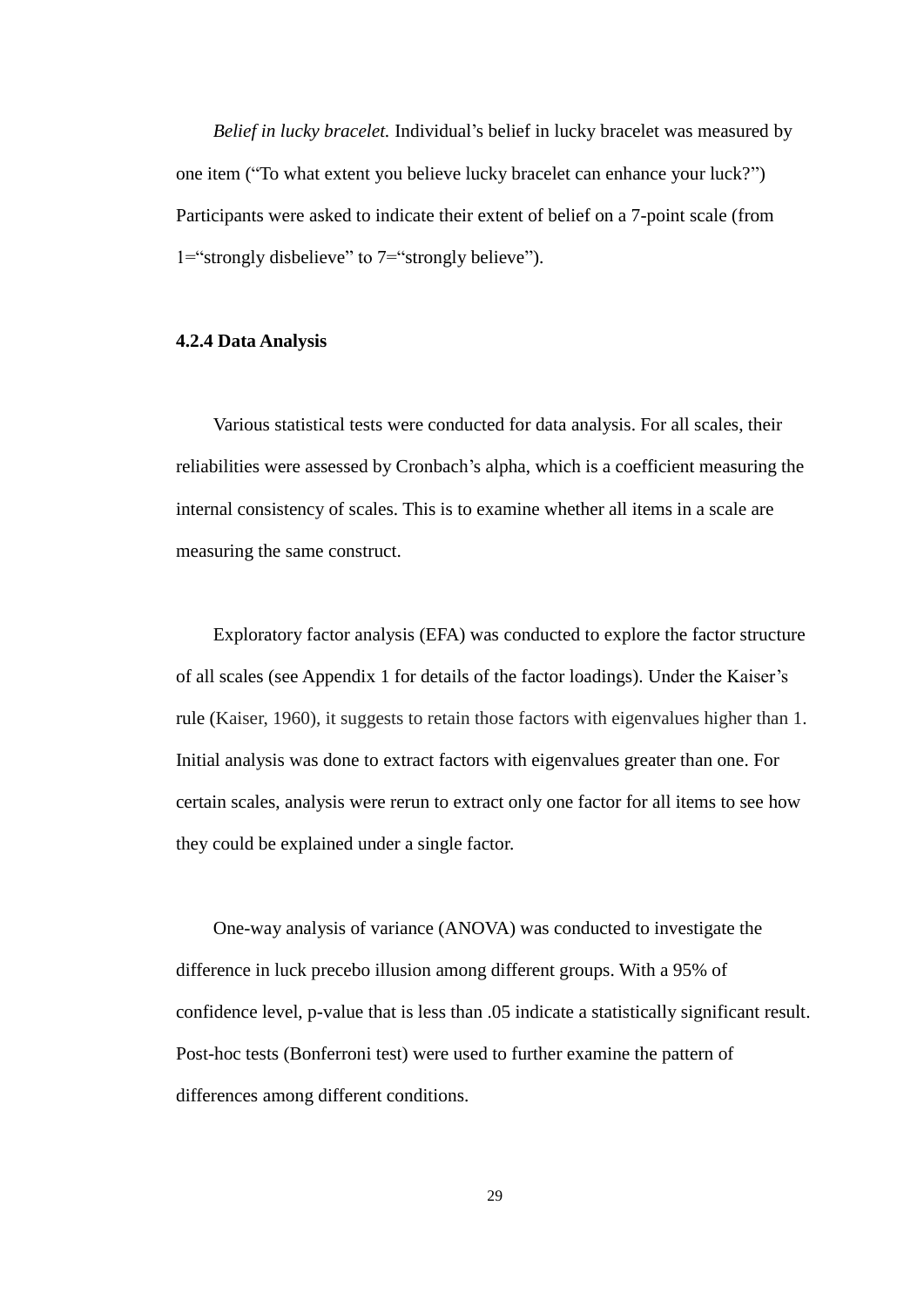*Belief in lucky bracelet.* Individual's belief in lucky bracelet was measured by one item ("To what extent you believe lucky bracelet can enhance your luck?") Participants were asked to indicate their extent of belief on a 7-point scale (from 1="strongly disbelieve" to 7="strongly believe").

**4.2.4 Data Analysis**

Various statistical tests were conducted for data analysis. For all scales, their reliabilities were assessed by Cronbach's alpha, which is a coefficient measuring the internal consistency of scales. This is to examine whether all items in a scale are measuring the same construct.

Exploratory factor analysis (EFA) was conducted to explore the factor structure of all scales (see Appendix 1 for details of the factor loadings). Under the Kaiser's rule (Kaiser, 1960), it suggests to retain those factors with eigenvalues higher than 1. Initial analysis was done to extract factors with eigenvalues greater than one. For certain scales, analysis were rerun to extract only one factor for all items to see how they could be explained under a single factor.

One-way analysis of variance (ANOVA) was conducted to investigate the difference in luck precebo illusion among different groups. With a 95% of confidence level, p-value that is less than .05 indicate a statistically significant result. Post-hoc tests (Bonferroni test) were used to further examine the pattern of differences among different conditions.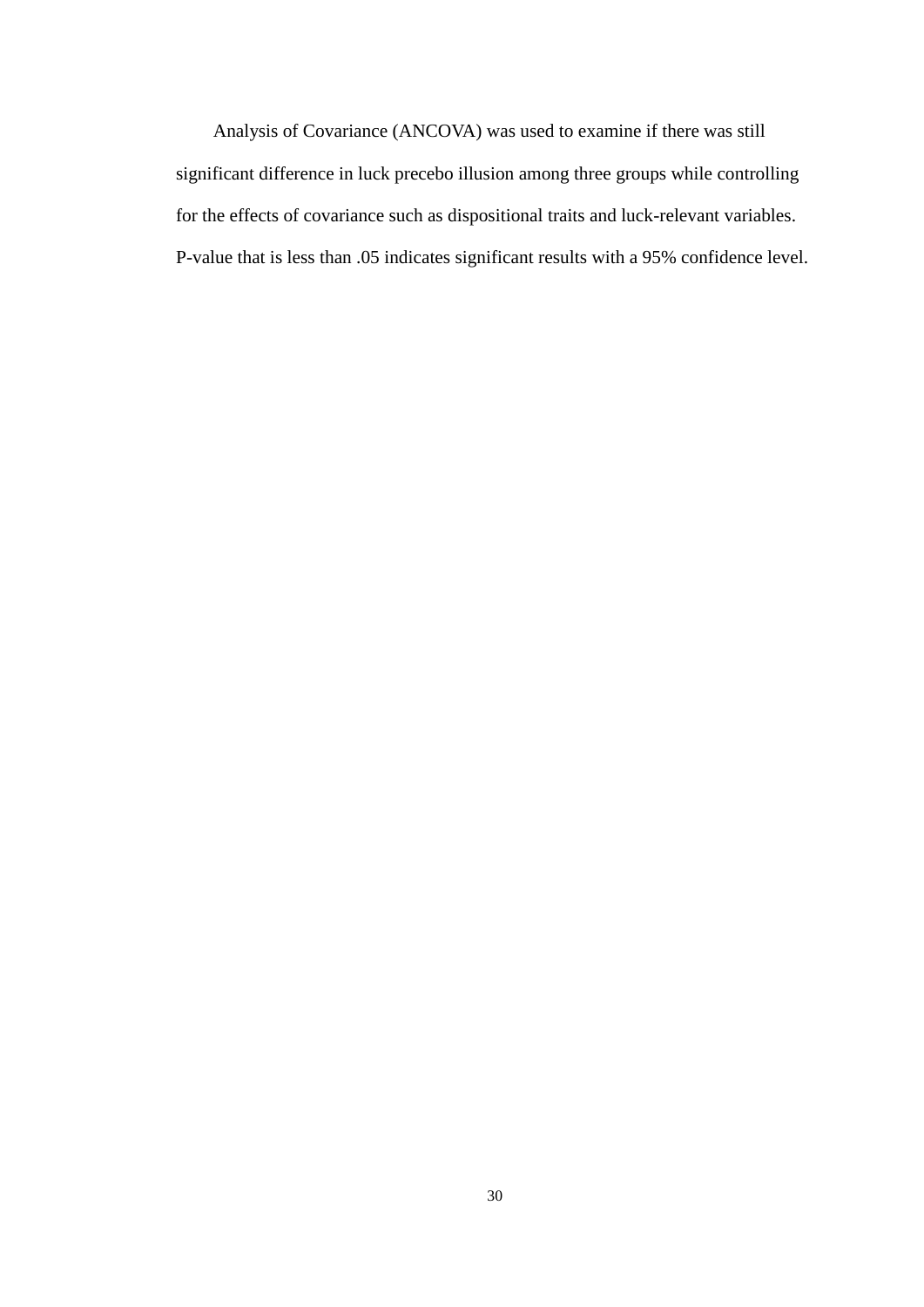Analysis of Covariance (ANCOVA) was used to examine if there was still significant difference in luck precebo illusion among three groups while controlling for the effects of covariance such as dispositional traits and luck-relevant variables. P-value that is less than .05 indicates significant results with a 95% confidence level.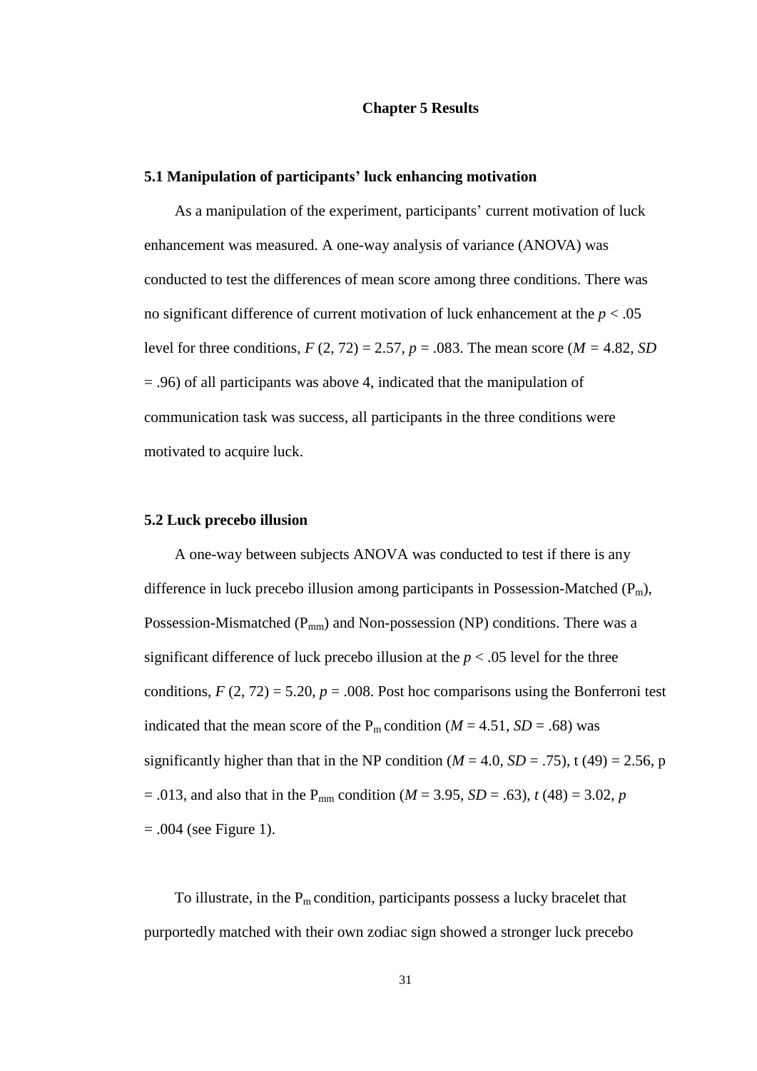# Chapter 5 Results

### 5.1 Manipulation of participants' luck enhancing motivation

As a manipulation of the experiment, participants' current motivation of luck enhancement was measured. A one-way analysis of variance (ANOVA) was conducted to test the differences of mean score among three conditions. There was no significant difference of current motivation of luck enhancement at the $p < .05$ level for three conditions, $F$ (2, 72) = 2.57, $p$ = .083. The mean score ($M$ = 4.82, $SD$ = .96) of all participants was above 4, indicated that the manipulation of communication task was success, all participants in the three conditions were motivated to acquire luck.

### 5.2 Luck precebo illusion

A one-way between subjects ANOVA was conducted to test if there is any difference in luck precebo illusion among participants in Possession-Matched ($P_m$), Possession-Mismatched ($P_{mm}$) and Non-possession (NP) conditions. There was a significant difference of luck precebo illusion at the $p < .05$ level for the three conditions, $F$ (2, 72) = 5.20, $p$ = .008. Post hoc comparisons using the Bonferroni test indicated that the mean score of the $P_m$ condition ($M$ = 4.51, $SD$ = .68) was significantly higher than that in the NP condition ($M$ = 4.0, $SD$ = .75), t (49) = 2.56, p = .013, and also that in the $P_{mm}$ condition ($M$ = 3.95, $SD$ = .63), $t$ (48) = 3.02, $p$ = .004 (see Figure 1).

To illustrate, in the $P_m$ condition, participants possess a lucky bracelet that purportedly matched with their own zodiac sign showed a stronger luck precebo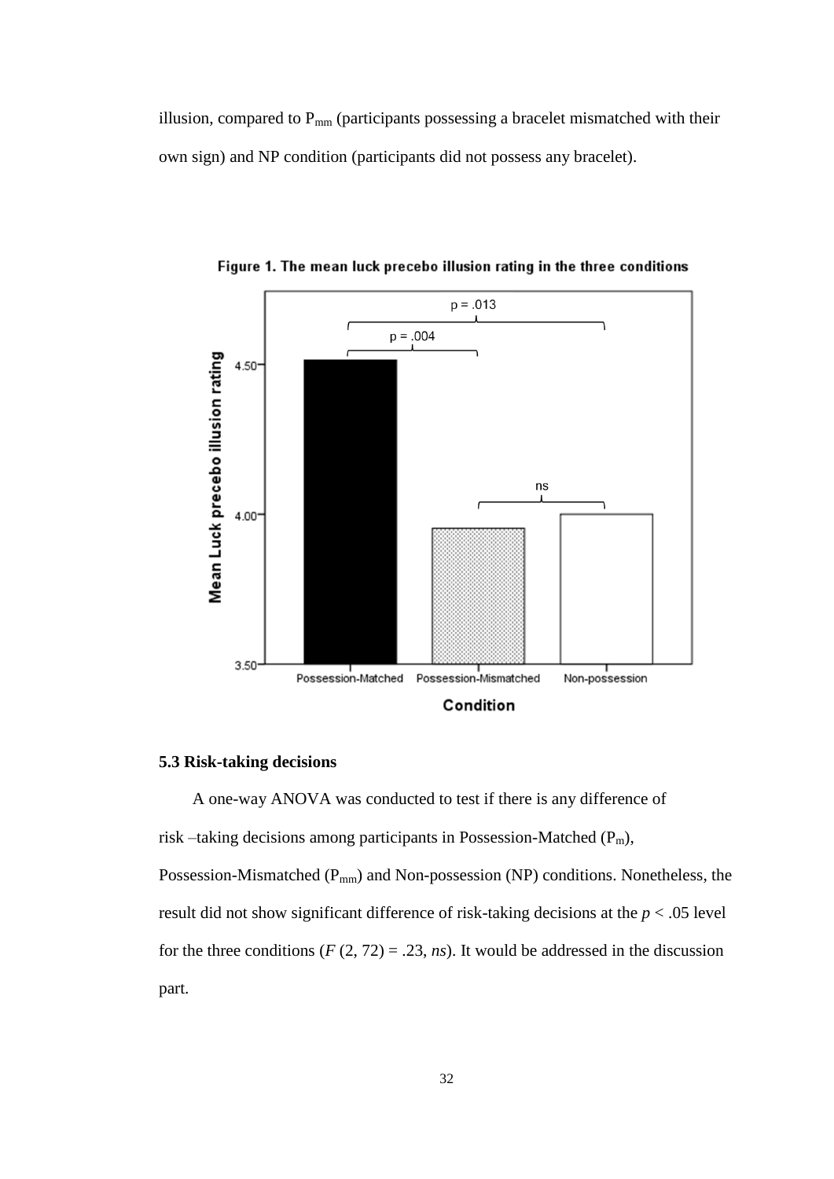illusion, compared to $P_{mm}$ (participants possessing a bracelet mismatched with their own sign) and NP condition (participants did not possess any bracelet).

Figure 1. The mean luck precebo illusion rating in the three conditions

p = .013

p = .004

ns

Mean Luck precebo illusion rating

4.50

4.00

3.50

Possession-Matched

Possession-Mismatched

Non-possession

Condition

### 5.3 Risk-taking decisions

A one-way ANOVA was conducted to test if there is any difference of risk –taking decisions among participants in Possession-Matched ($P_m$), Possession-Mismatched ($P_{mm}$) and Non-possession (NP) conditions. Nonetheless, the result did not show significant difference of risk-taking decisions at the $p < .05$ level for the three conditions ($F$ (2, 72) = .23, *ns*). It would be addressed in the discussion part.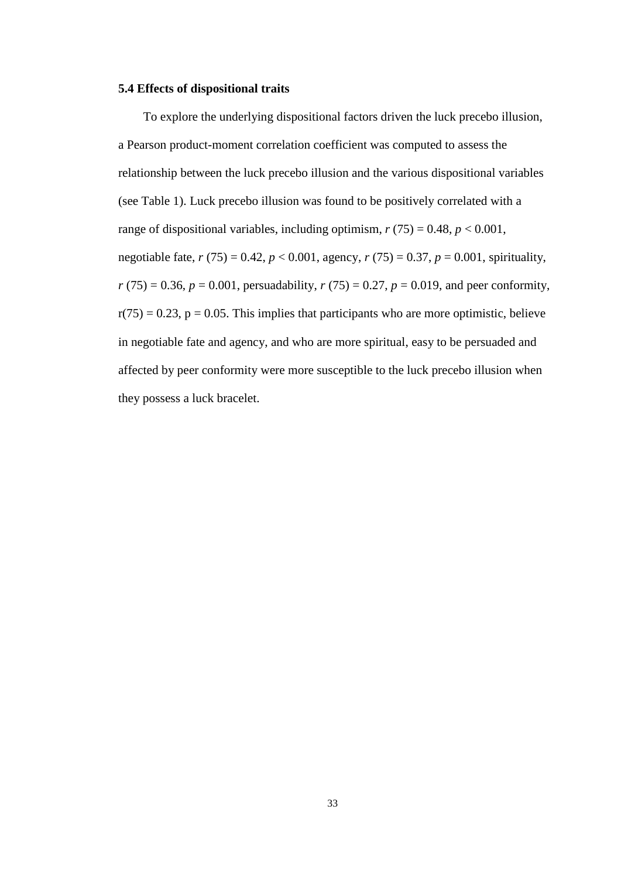### 5.4 Effects of dispositional traits

To explore the underlying dispositional factors driven the luck precebo illusion, a Pearson product-moment correlation coefficient was computed to assess the relationship between the luck precebo illusion and the various dispositional variables (see Table 1). Luck precebo illusion was found to be positively correlated with a range of dispositional variables, including optimism, $r$ (75) = 0.48, $p$ < 0.001, negotiable fate, $r$ (75) = 0.42, $p$ < 0.001, agency, $r$ (75) = 0.37, $p$ = 0.001, spirituality, $r$ (75) = 0.36, $p$ = 0.001, persuadability, $r$ (75) = 0.27, $p$ = 0.019, and peer conformity, r(75) = 0.23, p = 0.05. This implies that participants who are more optimistic, believe in negotiable fate and agency, and who are more spiritual, easy to be persuaded and affected by peer conformity were more susceptible to the luck precebo illusion when they possess a luck bracelet.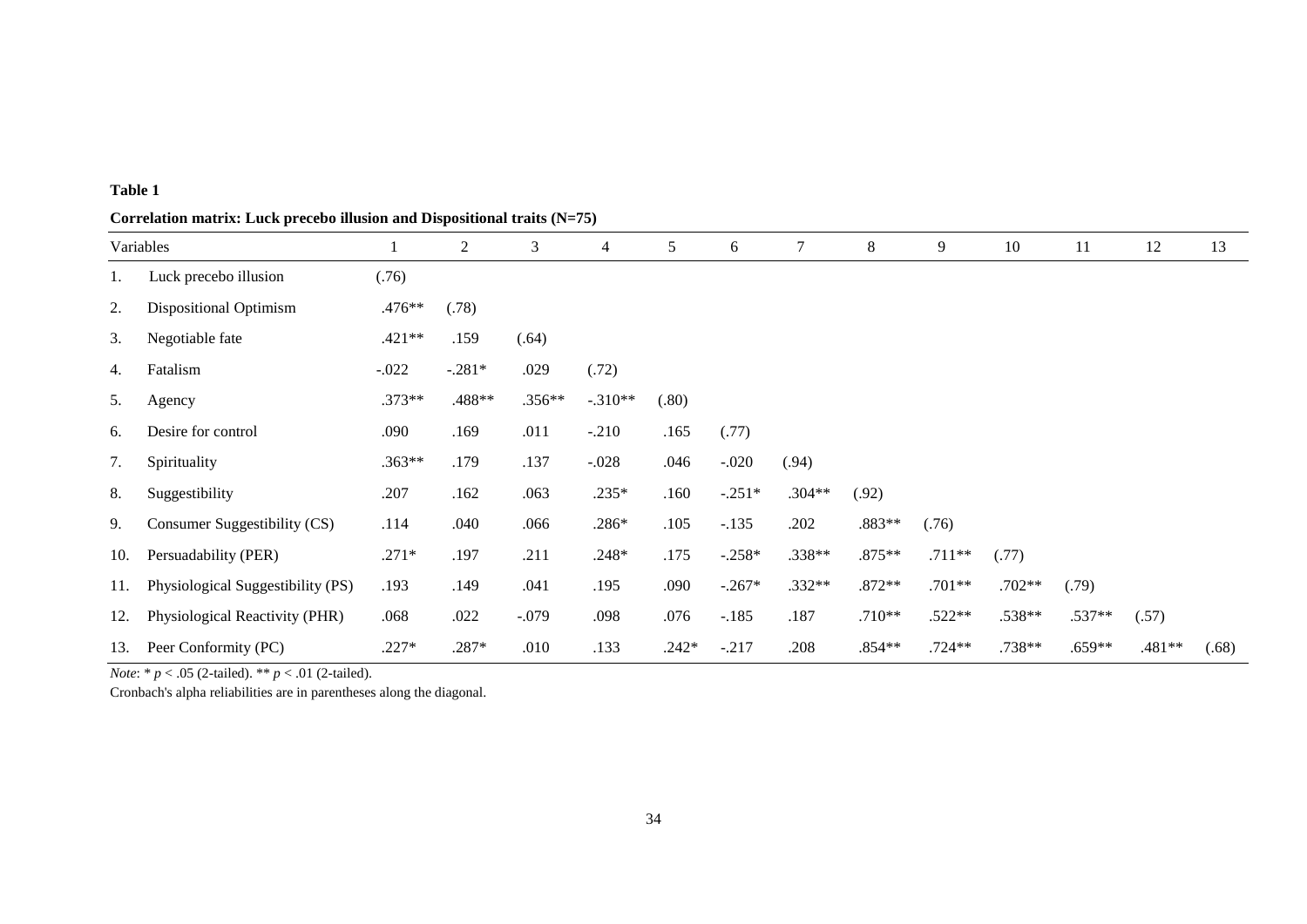**Table 1**

**Correlation matrix: Luck precebo illusion and Dispositional traits (N=75)**

| Variables | 1 | 2 | 3 | 4 | 5 | 6 | 7 | 8 | 9 | 10 | 11 | 12 | 13 |
|---|---|---|---|---|---|---|---|---|---|---|---|---|---|
| 1. Luck precebo illusion | (.76) | | | | | | | | | | | | |
| 2. Dispositional Optimism | .476** | (.78) | | | | | | | | | | | |
| 3. Negotiable fate | .421** | .159 | (.64) | | | | | | | | | | |
| 4. Fatalism | -.022 | -.281* | .029 | (.72) | | | | | | | | | |
| 5. Agency | .373** | .488** | .356** | -.310** | (.80) | | | | | | | | |
| 6. Desire for control | .090 | .169 | .011 | -.210 | .165 | (.77) | | | | | | | |
| 7. Spirituality | .363** | .179 | .137 | -.028 | .046 | -.020 | (.94) | | | | | | |
| 8. Suggestibility | .207 | .162 | .063 | .235* | .160 | -.251* | .304** | (.92) | | | | | |
| 9. Consumer Suggestibility (CS) | .114 | .040 | .066 | .286* | .105 | -.135 | .202 | .883** | (.76) | | | | |
| 10. Persuadability (PER) | .271* | .197 | .211 | .248* | .175 | -.258* | .338** | .875** | .711** | (.77) | | | |
| 11. Physiological Suggestibility (PS) | .193 | .149 | .041 | .195 | .090 | -.267* | .332** | .872** | .701** | .702** | (.79) | | |
| 12. Physiological Reactivity (PHR) | .068 | .022 | -.079 | .098 | .076 | -.185 | .187 | .710** | .522** | .538** | .537** | (.57) | |
| 13. Peer Conformity (PC) | .227* | .287* | .010 | .133 | .242* | -.217 | .208 | .854** | .724** | .738** | .659** | .481** | (.68) |

*Note*: * $p < .05$ (2-tailed). ** $p < .01$ (2-tailed).

Cronbach's alpha reliabilities are in parentheses along the diagonal.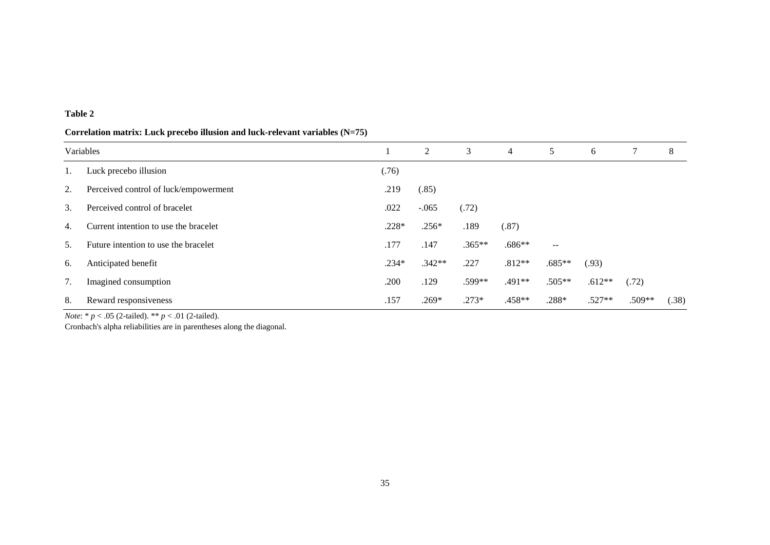**Table 2**

**Correlation matrix: Luck precebo illusion and luck-relevant variables (N=75)**

| Variables | | 1 | 2 | 3 | 4 | 5 | 6 | 7 | 8 |
|---|---|---|---|---|---|---|---|---|---|
| 1. | Luck precebo illusion | (.76) | | | | | | | |
| 2. | Perceived control of luck/empowerment | .219 | (.85) | | | | | | |
| 3. | Perceived control of bracelet | .022 | -.065 | (.72) | | | | | |
| 4. | Current intention to use the bracelet | .228* | .256* | .189 | (.87) | | | | |
| 5. | Future intention to use the bracelet | .177 | .147 | .365** | .686** | -- | | | |
| 6. | Anticipated benefit | .234* | .342** | .227 | .812** | .685** | (.93) | | |
| 7. | Imagined consumption | .200 | .129 | .599** | .491** | .505** | .612** | (.72) | |
| 8. | Reward responsiveness | .157 | .269* | .273* | .458** | .288* | .527** | .509** | (.38) |

*Note*: * $p < .05$ (2-tailed). ** $p < .01$ (2-tailed).

Cronbach's alpha reliabilities are in parentheses along the diagonal.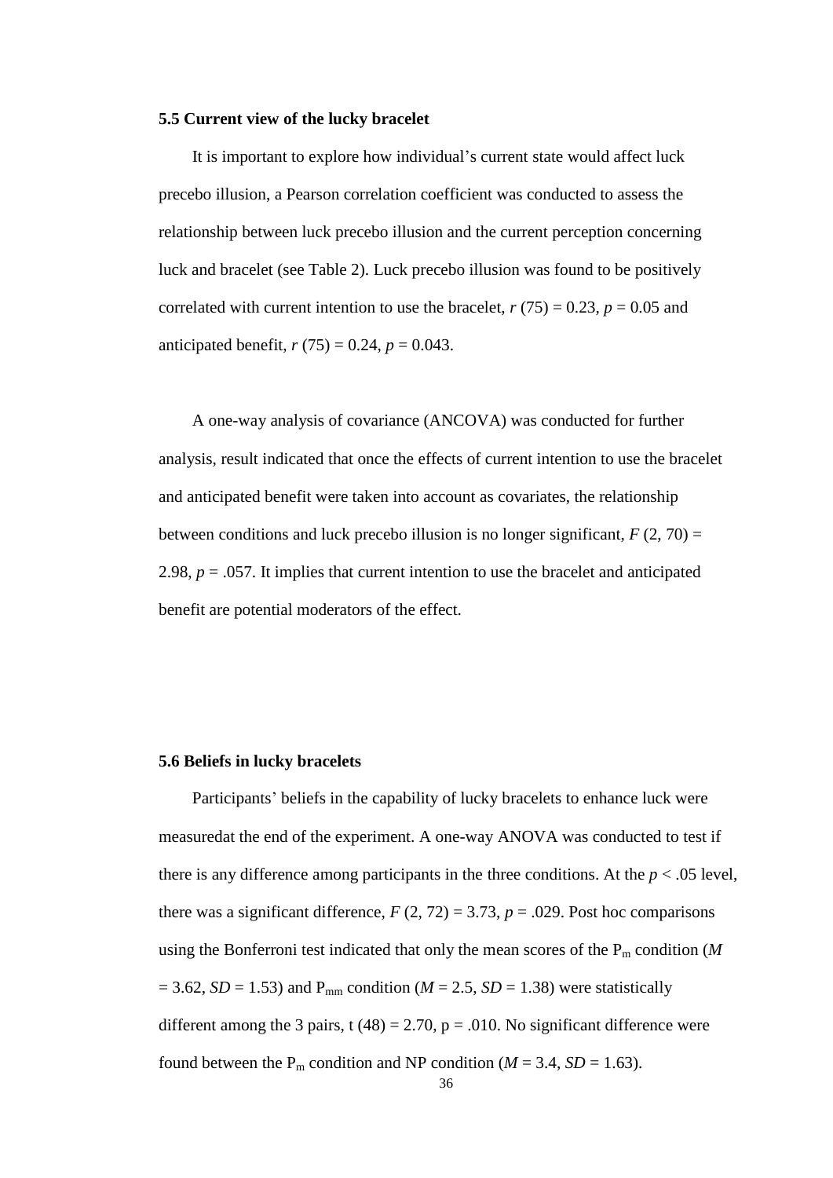### 5.5 Current view of the lucky bracelet

It is important to explore how individual's current state would affect luck precebo illusion, a Pearson correlation coefficient was conducted to assess the relationship between luck precebo illusion and the current perception concerning luck and bracelet (see Table 2). Luck precebo illusion was found to be positively correlated with current intention to use the bracelet, $r$ (75) = 0.23, $p$ = 0.05 and anticipated benefit, $r$ (75) = 0.24, $p$ = 0.043.

A one-way analysis of covariance (ANCOVA) was conducted for further analysis, result indicated that once the effects of current intention to use the bracelet and anticipated benefit were taken into account as covariates, the relationship between conditions and luck precebo illusion is no longer significant, $F$ (2, 70) = 2.98, $p$ = .057. It implies that current intention to use the bracelet and anticipated benefit are potential moderators of the effect.

### 5.6 Beliefs in lucky bracelets

Participants' beliefs in the capability of lucky bracelets to enhance luck were measuredat the end of the experiment. A one-way ANOVA was conducted to test if there is any difference among participants in the three conditions. At the $p$ < .05 level, there was a significant difference, $F$ (2, 72) = 3.73, $p$ = .029. Post hoc comparisons using the Bonferroni test indicated that only the mean scores of the $P_m$ condition ($M$ = 3.62, $SD$ = 1.53) and $P_{mm}$ condition ($M$ = 2.5, $SD$ = 1.38) were statistically different among the 3 pairs, t (48) = 2.70, p = .010. No significant difference were found between the $P_m$ condition and NP condition ($M$ = 3.4, $SD$ = 1.63).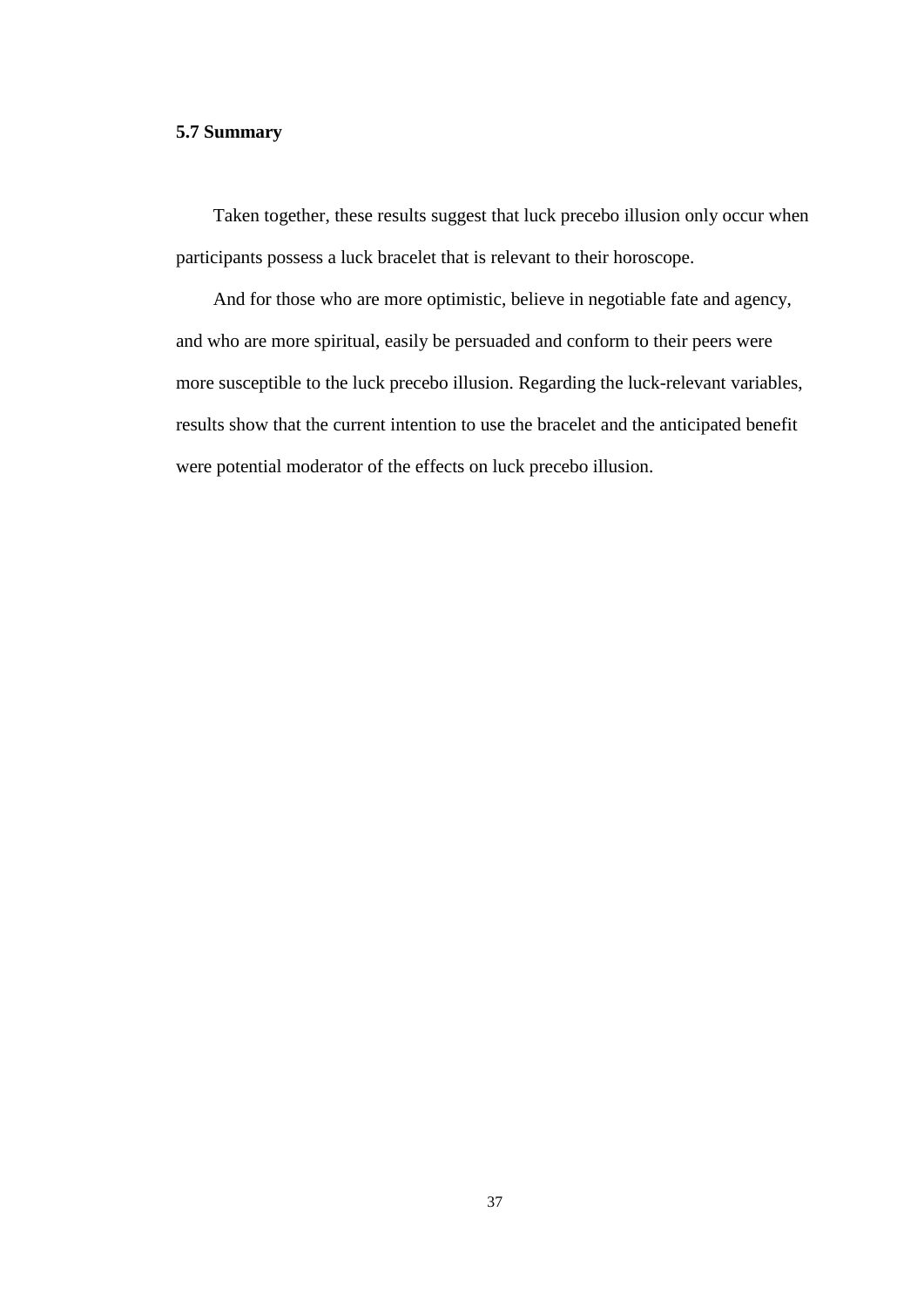### 5.7 Summary

Taken together, these results suggest that luck precebo illusion only occur when participants possess a luck bracelet that is relevant to their horoscope.

And for those who are more optimistic, believe in negotiable fate and agency, and who are more spiritual, easily be persuaded and conform to their peers were more susceptible to the luck precebo illusion. Regarding the luck-relevant variables, results show that the current intention to use the bracelet and the anticipated benefit were potential moderator of the effects on luck precebo illusion.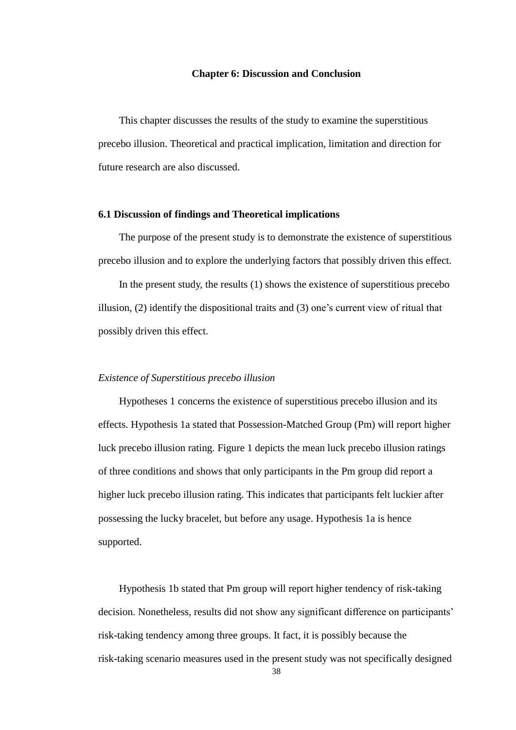## Chapter 6: Discussion and Conclusion

This chapter discusses the results of the study to examine the superstitious precebo illusion. Theoretical and practical implication, limitation and direction for future research are also discussed.

### 6.1 Discussion of findings and Theoretical implications

The purpose of the present study is to demonstrate the existence of superstitious precebo illusion and to explore the underlying factors that possibly driven this effect.

In the present study, the results (1) shows the existence of superstitious precebo illusion, (2) identify the dispositional traits and (3) one's current view of ritual that possibly driven this effect.

*Existence of Superstitious precebo illusion*

Hypotheses 1 concerns the existence of superstitious precebo illusion and its effects. Hypothesis 1a stated that Possession-Matched Group (Pm) will report higher luck precebo illusion rating. Figure 1 depicts the mean luck precebo illusion ratings of three conditions and shows that only participants in the Pm group did report a higher luck precebo illusion rating. This indicates that participants felt luckier after possessing the lucky bracelet, but before any usage. Hypothesis 1a is hence supported.

Hypothesis 1b stated that Pm group will report higher tendency of risk-taking decision. Nonetheless, results did not show any significant difference on participants' risk-taking tendency among three groups. It fact, it is possibly because the risk-taking scenario measures used in the present study was not specifically designed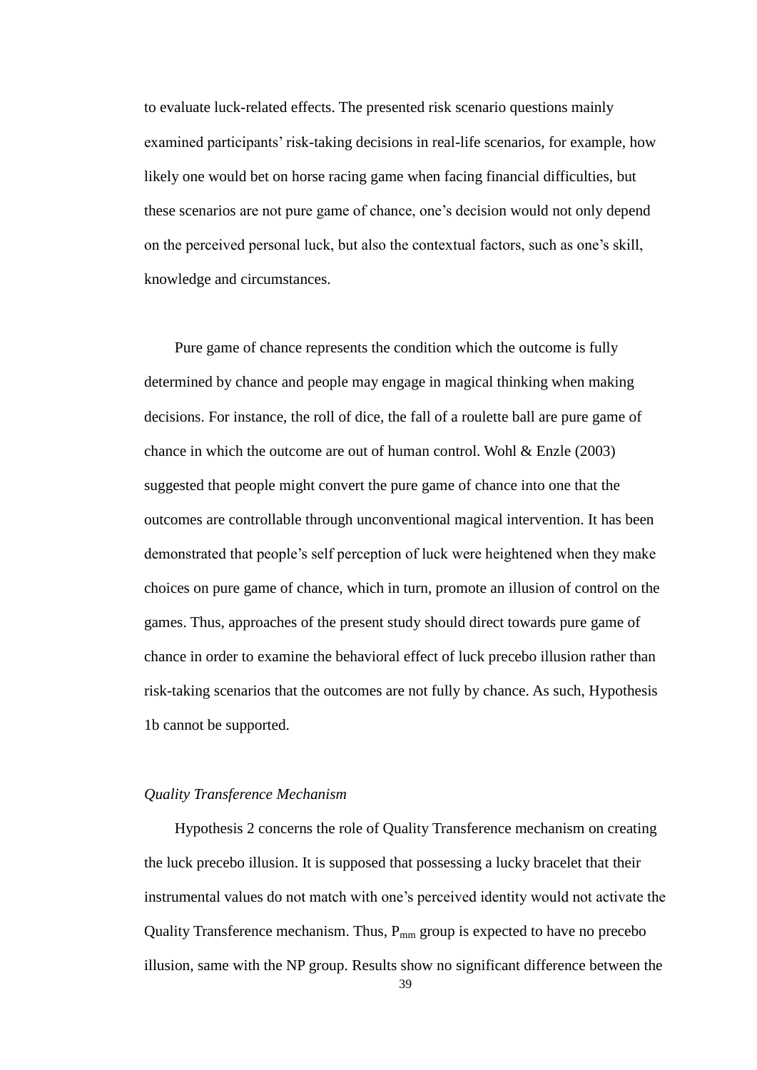to evaluate luck-related effects. The presented risk scenario questions mainly examined participants' risk-taking decisions in real-life scenarios, for example, how likely one would bet on horse racing game when facing financial difficulties, but these scenarios are not pure game of chance, one's decision would not only depend on the perceived personal luck, but also the contextual factors, such as one's skill, knowledge and circumstances.

Pure game of chance represents the condition which the outcome is fully determined by chance and people may engage in magical thinking when making decisions. For instance, the roll of dice, the fall of a roulette ball are pure game of chance in which the outcome are out of human control. Wohl & Enzle (2003) suggested that people might convert the pure game of chance into one that the outcomes are controllable through unconventional magical intervention. It has been demonstrated that people's self perception of luck were heightened when they make choices on pure game of chance, which in turn, promote an illusion of control on the games. Thus, approaches of the present study should direct towards pure game of chance in order to examine the behavioral effect of luck precebo illusion rather than risk-taking scenarios that the outcomes are not fully by chance. As such, Hypothesis 1b cannot be supported.

*Quality Transference Mechanism*

Hypothesis 2 concerns the role of Quality Transference mechanism on creating the luck precebo illusion. It is supposed that possessing a lucky bracelet that their instrumental values do not match with one's perceived identity would not activate the Quality Transference mechanism. Thus, $P_{mm}$ group is expected to have no precebo illusion, same with the NP group. Results show no significant difference between the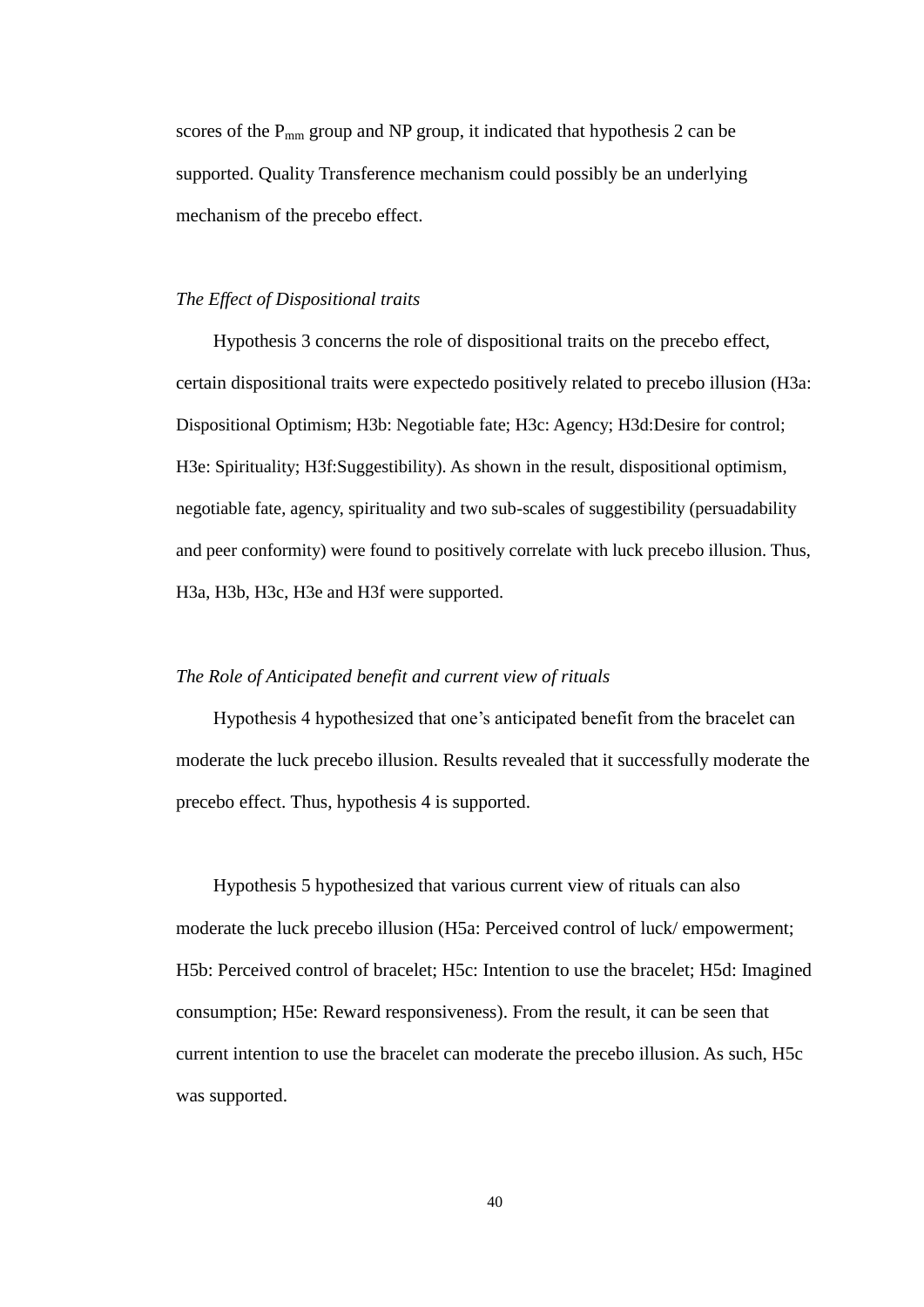scores of the $P_{mm}$ group and NP group, it indicated that hypothesis 2 can be supported. Quality Transference mechanism could possibly be an underlying mechanism of the precebo effect.

*The Effect of Dispositional traits*

Hypothesis 3 concerns the role of dispositional traits on the precebo effect, certain dispositional traits were expectedo positively related to precebo illusion (H3a: Dispositional Optimism; H3b: Negotiable fate; H3c: Agency; H3d:Desire for control; H3e: Spirituality; H3f:Suggestibility). As shown in the result, dispositional optimism, negotiable fate, agency, spirituality and two sub-scales of suggestibility (persuadability and peer conformity) were found to positively correlate with luck precebo illusion. Thus, H3a, H3b, H3c, H3e and H3f were supported.

*The Role of Anticipated benefit and current view of rituals*

Hypothesis 4 hypothesized that one's anticipated benefit from the bracelet can moderate the luck precebo illusion. Results revealed that it successfully moderate the precebo effect. Thus, hypothesis 4 is supported.

Hypothesis 5 hypothesized that various current view of rituals can also moderate the luck precebo illusion (H5a: Perceived control of luck/ empowerment; H5b: Perceived control of bracelet; H5c: Intention to use the bracelet; H5d: Imagined consumption; H5e: Reward responsiveness). From the result, it can be seen that current intention to use the bracelet can moderate the precebo illusion. As such, H5c was supported.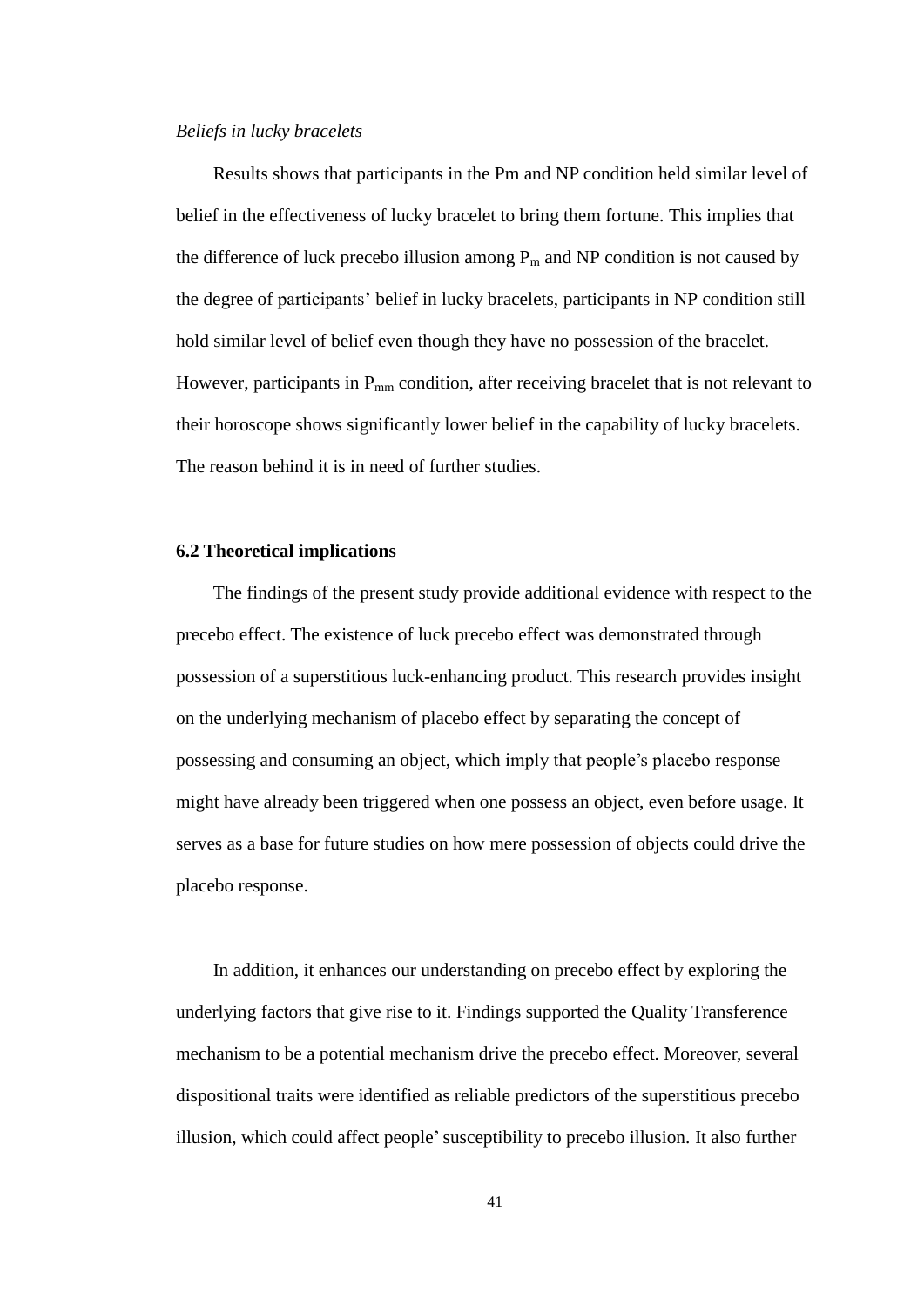*Beliefs in lucky bracelets*

Results shows that participants in the Pm and NP condition held similar level of belief in the effectiveness of lucky bracelet to bring them fortune. This implies that the difference of luck precebo illusion among $P_m$ and NP condition is not caused by the degree of participants' belief in lucky bracelets, participants in NP condition still hold similar level of belief even though they have no possession of the bracelet. However, participants in $P_{mm}$ condition, after receiving bracelet that is not relevant to their horoscope shows significantly lower belief in the capability of lucky bracelets. The reason behind it is in need of further studies.

### 6.2 Theoretical implications

The findings of the present study provide additional evidence with respect to the precebo effect. The existence of luck precebo effect was demonstrated through possession of a superstitious luck-enhancing product. This research provides insight on the underlying mechanism of placebo effect by separating the concept of possessing and consuming an object, which imply that people's placebo response might have already been triggered when one possess an object, even before usage. It serves as a base for future studies on how mere possession of objects could drive the placebo response.

In addition, it enhances our understanding on precebo effect by exploring the underlying factors that give rise to it. Findings supported the Quality Transference mechanism to be a potential mechanism drive the precebo effect. Moreover, several dispositional traits were identified as reliable predictors of the superstitious precebo illusion, which could affect people' susceptibility to precebo illusion. It also further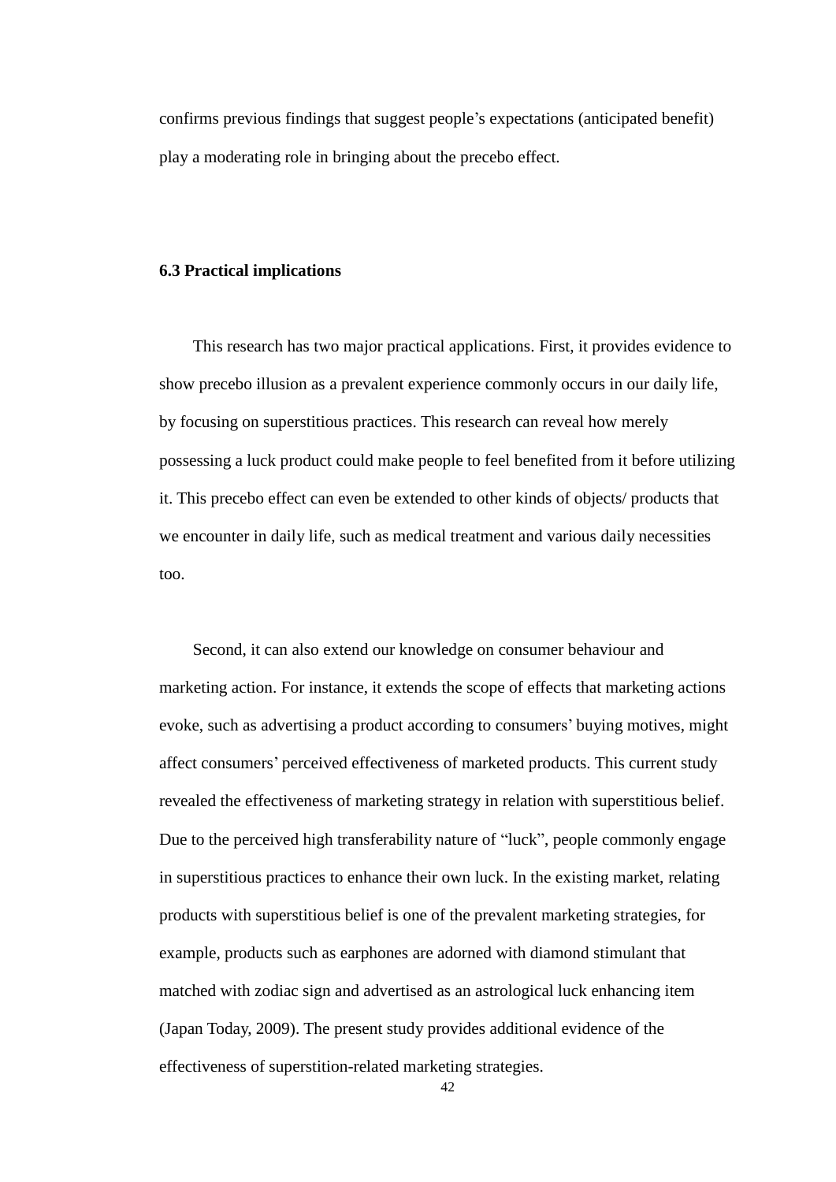confirms previous findings that suggest people's expectations (anticipated benefit) play a moderating role in bringing about the precebo effect.

### 6.3 Practical implications

This research has two major practical applications. First, it provides evidence to show precebo illusion as a prevalent experience commonly occurs in our daily life, by focusing on superstitious practices. This research can reveal how merely possessing a luck product could make people to feel benefited from it before utilizing it. This precebo effect can even be extended to other kinds of objects/ products that we encounter in daily life, such as medical treatment and various daily necessities too.

Second, it can also extend our knowledge on consumer behaviour and marketing action. For instance, it extends the scope of effects that marketing actions evoke, such as advertising a product according to consumers' buying motives, might affect consumers' perceived effectiveness of marketed products. This current study revealed the effectiveness of marketing strategy in relation with superstitious belief. Due to the perceived high transferability nature of "luck", people commonly engage in superstitious practices to enhance their own luck. In the existing market, relating products with superstitious belief is one of the prevalent marketing strategies, for example, products such as earphones are adorned with diamond stimulant that matched with zodiac sign and advertised as an astrological luck enhancing item (Japan Today, 2009). The present study provides additional evidence of the effectiveness of superstition-related marketing strategies.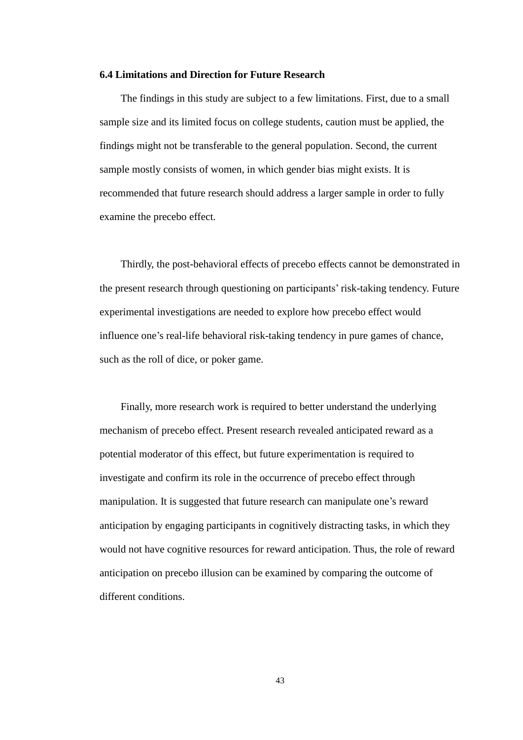### 6.4 Limitations and Direction for Future Research

The findings in this study are subject to a few limitations. First, due to a small sample size and its limited focus on college students, caution must be applied, the findings might not be transferable to the general population. Second, the current sample mostly consists of women, in which gender bias might exists. It is recommended that future research should address a larger sample in order to fully examine the precebo effect.

Thirdly, the post-behavioral effects of precebo effects cannot be demonstrated in the present research through questioning on participants' risk-taking tendency. Future experimental investigations are needed to explore how precebo effect would influence one's real-life behavioral risk-taking tendency in pure games of chance, such as the roll of dice, or poker game.

Finally, more research work is required to better understand the underlying mechanism of precebo effect. Present research revealed anticipated reward as a potential moderator of this effect, but future experimentation is required to investigate and confirm its role in the occurrence of precebo effect through manipulation. It is suggested that future research can manipulate one's reward anticipation by engaging participants in cognitively distracting tasks, in which they would not have cognitive resources for reward anticipation. Thus, the role of reward anticipation on precebo illusion can be examined by comparing the outcome of different conditions.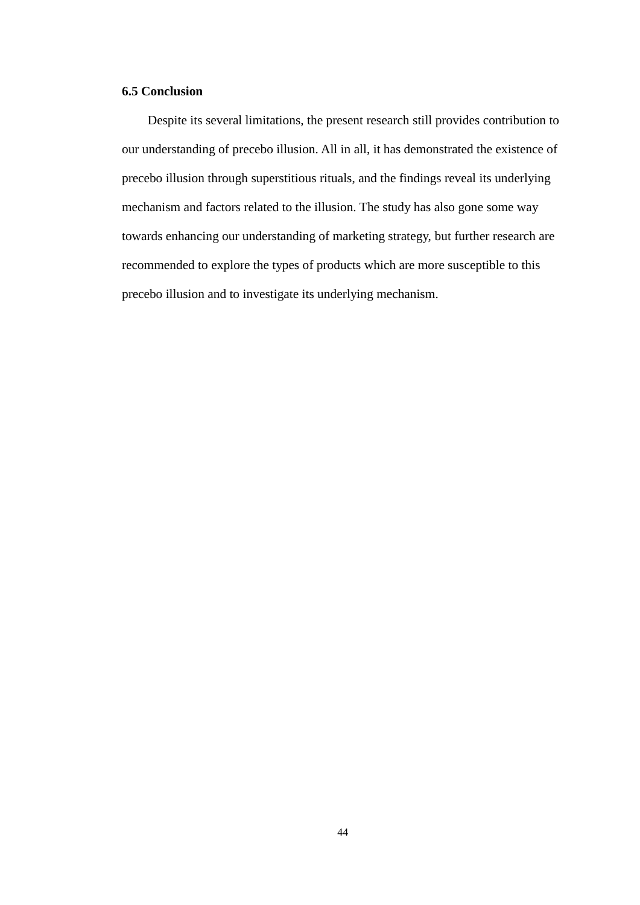### 6.5 Conclusion

Despite its several limitations, the present research still provides contribution to our understanding of precebo illusion. All in all, it has demonstrated the existence of precebo illusion through superstitious rituals, and the findings reveal its underlying mechanism and factors related to the illusion. The study has also gone some way towards enhancing our understanding of marketing strategy, but further research are recommended to explore the types of products which are more susceptible to this precebo illusion and to investigate its underlying mechanism.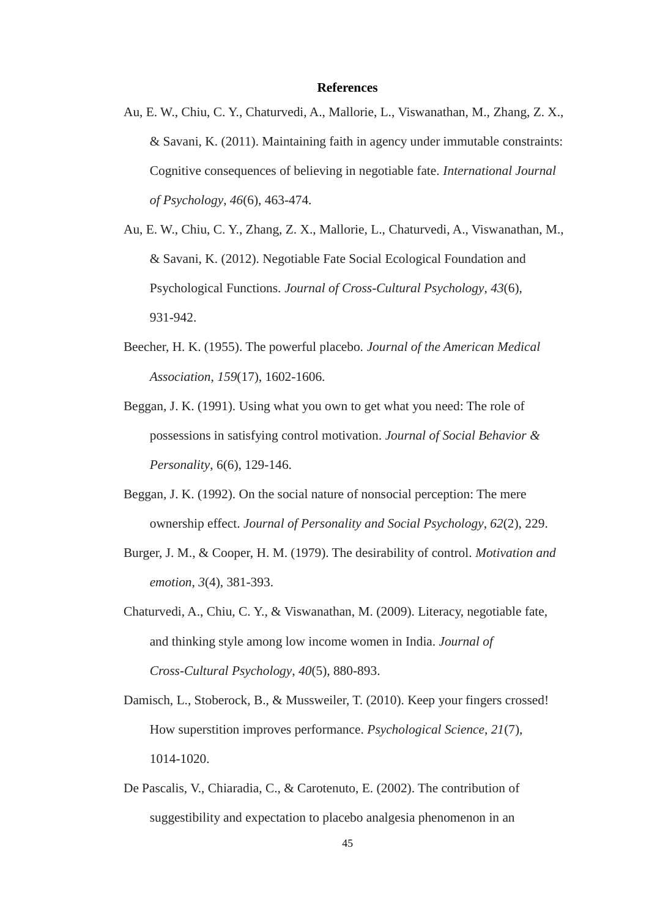# References

Au, E. W., Chiu, C. Y., Chaturvedi, A., Mallorie, L., Viswanathan, M., Zhang, Z. X., & Savani, K. (2011). Maintaining faith in agency under immutable constraints: Cognitive consequences of believing in negotiable fate. *International Journal of Psychology*, *46*(6), 463-474.

Au, E. W., Chiu, C. Y., Zhang, Z. X., Mallorie, L., Chaturvedi, A., Viswanathan, M., & Savani, K. (2012). Negotiable Fate Social Ecological Foundation and Psychological Functions. *Journal of Cross-Cultural Psychology*, *43*(6), 931-942.

Beecher, H. K. (1955). The powerful placebo. *Journal of the American Medical Association*, *159*(17), 1602-1606.

Beggan, J. K. (1991). Using what you own to get what you need: The role of possessions in satisfying control motivation. *Journal of Social Behavior & Personality*, 6(6), 129-146.

Beggan, J. K. (1992). On the social nature of nonsocial perception: The mere ownership effect. *Journal of Personality and Social Psychology*, *62*(2), 229.

Burger, J. M., & Cooper, H. M. (1979). The desirability of control. *Motivation and emotion*, *3*(4), 381-393.

Chaturvedi, A., Chiu, C. Y., & Viswanathan, M. (2009). Literacy, negotiable fate, and thinking style among low income women in India. *Journal of Cross-Cultural Psychology*, *40*(5), 880-893.

Damisch, L., Stoberock, B., & Mussweiler, T. (2010). Keep your fingers crossed! How superstition improves performance. *Psychological Science*, *21*(7), 1014-1020.

De Pascalis, V., Chiaradia, C., & Carotenuto, E. (2002). The contribution of suggestibility and expectation to placebo analgesia phenomenon in an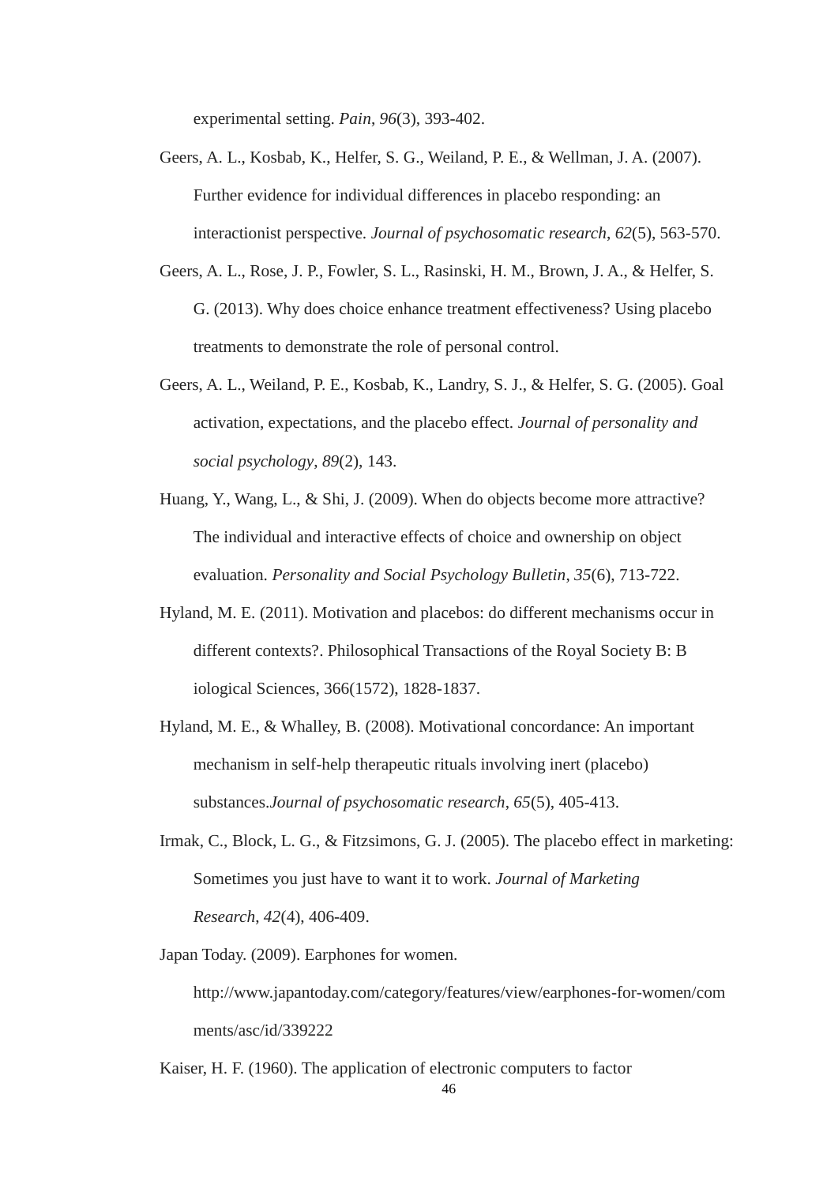experimental setting. *Pain*, *96*(3), 393-402.

Geers, A. L., Kosbab, K., Helfer, S. G., Weiland, P. E., & Wellman, J. A. (2007). Further evidence for individual differences in placebo responding: an interactionist perspective. *Journal of psychosomatic research*, *62*(5), 563-570.

Geers, A. L., Rose, J. P., Fowler, S. L., Rasinski, H. M., Brown, J. A., & Helfer, S. G. (2013). Why does choice enhance treatment effectiveness? Using placebo treatments to demonstrate the role of personal control.

Geers, A. L., Weiland, P. E., Kosbab, K., Landry, S. J., & Helfer, S. G. (2005). Goal activation, expectations, and the placebo effect. *Journal of personality and social psychology*, *89*(2), 143.

Huang, Y., Wang, L., & Shi, J. (2009). When do objects become more attractive? The individual and interactive effects of choice and ownership on object evaluation. *Personality and Social Psychology Bulletin*, *35*(6), 713-722.

Hyland, M. E. (2011). Motivation and placebos: do different mechanisms occur in different contexts?. Philosophical Transactions of the Royal Society B: B iological Sciences, 366(1572), 1828-1837.

Hyland, M. E., & Whalley, B. (2008). Motivational concordance: An important mechanism in self-help therapeutic rituals involving inert (placebo) substances.*Journal of psychosomatic research*, *65*(5), 405-413.

Irmak, C., Block, L. G., & Fitzsimons, G. J. (2005). The placebo effect in marketing: Sometimes you just have to want it to work. *Journal of Marketing Research*, *42*(4), 406-409.

Japan Today. (2009). Earphones for women. http://www.japantoday.com/category/features/view/earphones-for-women/comments/asc/id/339222

Kaiser, H. F. (1960). The application of electronic computers to factor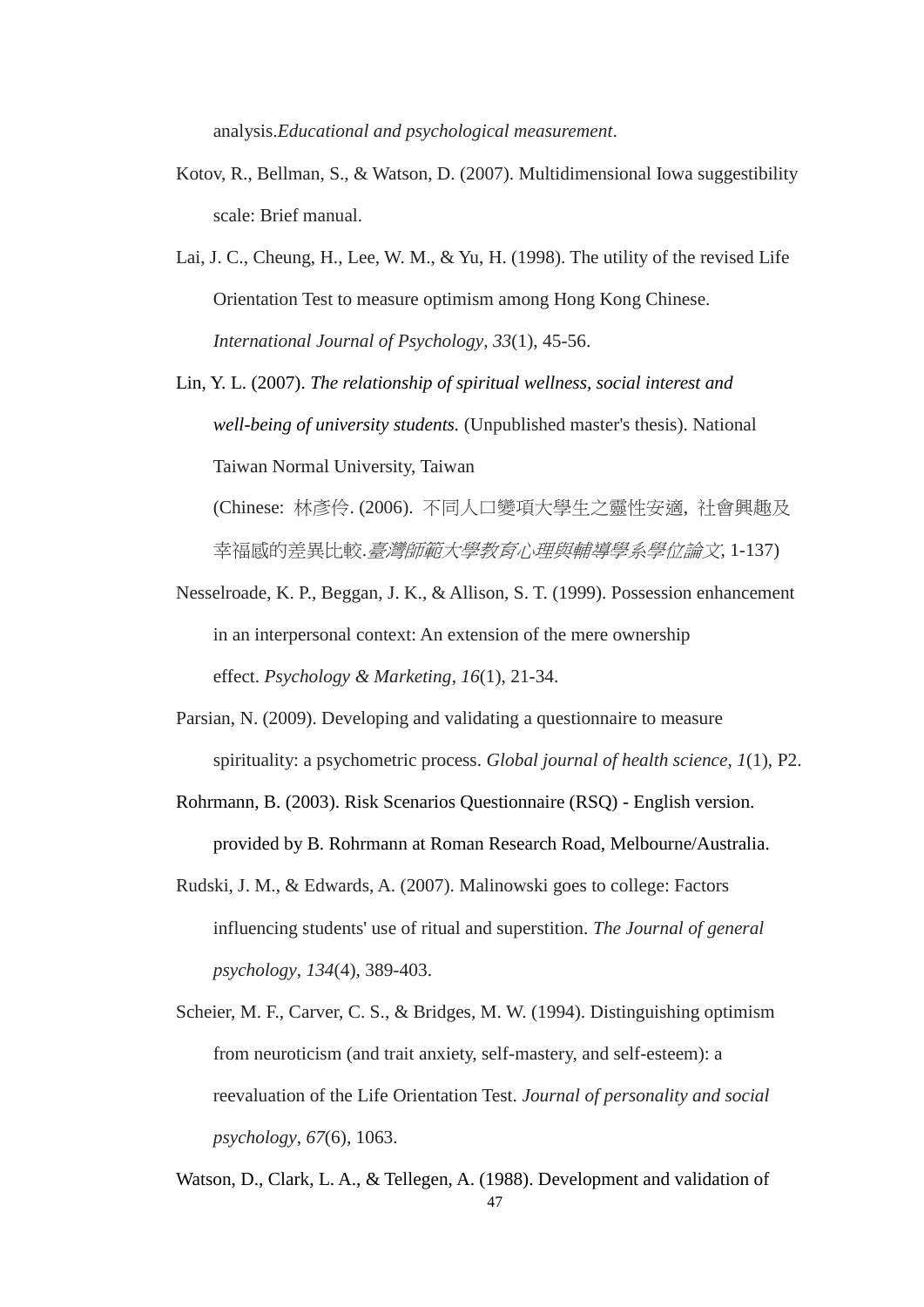analysis.*Educational and psychological measurement*.

Kotov, R., Bellman, S., & Watson, D. (2007). Multidimensional Iowa suggestibility scale: Brief manual.

Lai, J. C., Cheung, H., Lee, W. M., & Yu, H. (1998). The utility of the revised Life Orientation Test to measure optimism among Hong Kong Chinese. *International Journal of Psychology*, *33*(1), 45-56.

Lin, Y. L. (2007). *The relationship of spiritual wellness, social interest and well-being of university students.* (Unpublished master's thesis). National Taiwan Normal University, Taiwan
(Chinese: 林彥伶. (2006). 不同人口變項大學生之靈性安適, 社會興趣及幸福感的差異比較.*臺灣師範大學教育心理與輔導學系學位論文*, 1-137)

Nesselroade, K. P., Beggan, J. K., & Allison, S. T. (1999). Possession enhancement in an interpersonal context: An extension of the mere ownership effect. *Psychology & Marketing*, *16*(1), 21-34.

Parsian, N. (2009). Developing and validating a questionnaire to measure spirituality: a psychometric process. *Global journal of health science*, *1*(1), P2.

Rohrmann, B. (2003). Risk Scenarios Questionnaire (RSQ) - English version. provided by B. Rohrmann at Roman Research Road, Melbourne/Australia.

Rudski, J. M., & Edwards, A. (2007). Malinowski goes to college: Factors influencing students' use of ritual and superstition. *The Journal of general psychology*, *134*(4), 389-403.

Scheier, M. F., Carver, C. S., & Bridges, M. W. (1994). Distinguishing optimism from neuroticism (and trait anxiety, self-mastery, and self-esteem): a reevaluation of the Life Orientation Test. *Journal of personality and social psychology*, *67*(6), 1063.

Watson, D., Clark, L. A., & Tellegen, A. (1988). Development and validation of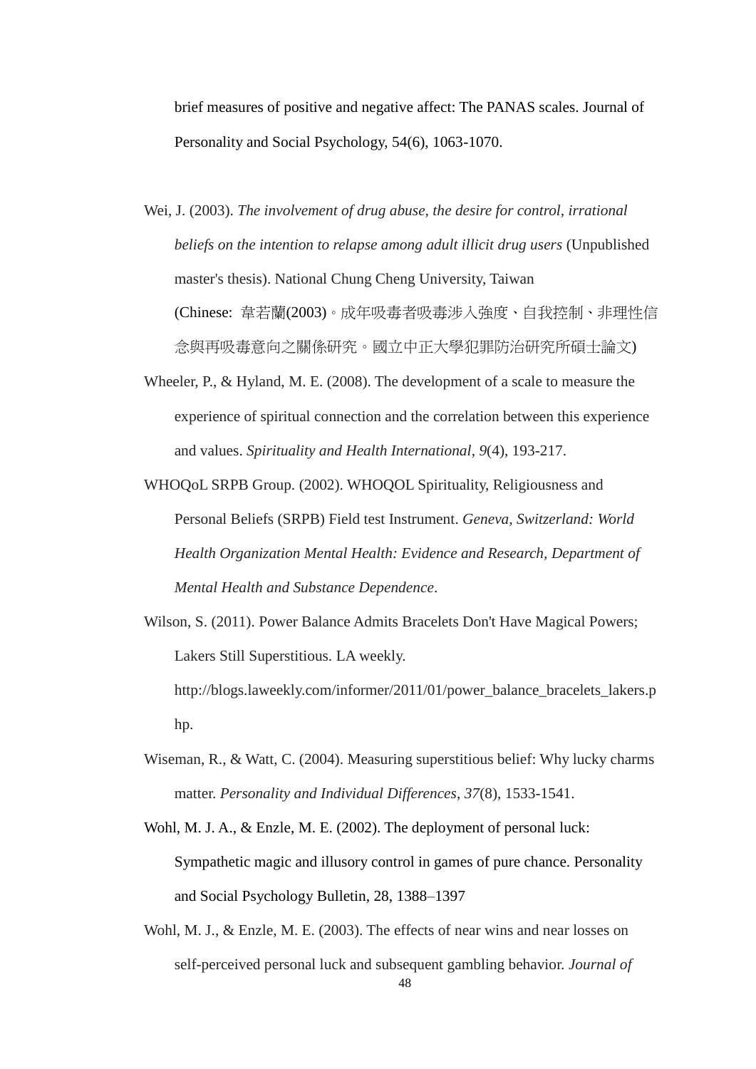brief measures of positive and negative affect: The PANAS scales. Journal of Personality and Social Psychology, 54(6), 1063-1070.

Wei, J. (2003). *The involvement of drug abuse, the desire for control, irrational beliefs on the intention to relapse among adult illicit drug users* (Unpublished master's thesis). National Chung Cheng University, Taiwan (Chinese: 韋若蘭(2003)。成年吸毒者吸毒涉入強度、自我控制、非理性信念與再吸毒意向之關係研究。國立中正大學犯罪防治研究所碩士論文)

Wheeler, P., & Hyland, M. E. (2008). The development of a scale to measure the experience of spiritual connection and the correlation between this experience and values. *Spirituality and Health International*, *9*(4), 193-217.

WHOQoL SRPB Group. (2002). WHOQOL Spirituality, Religiousness and Personal Beliefs (SRPB) Field test Instrument. *Geneva, Switzerland: World Health Organization Mental Health: Evidence and Research, Department of Mental Health and Substance Dependence*.

Wilson, S. (2011). Power Balance Admits Bracelets Don't Have Magical Powers; Lakers Still Superstitious. LA weekly. http://blogs.laweekly.com/informer/2011/01/power_balance_bracelets_lakers.php.

Wiseman, R., & Watt, C. (2004). Measuring superstitious belief: Why lucky charms matter. *Personality and Individual Differences*, *37*(8), 1533-1541.

Wohl, M. J. A., & Enzle, M. E. (2002). The deployment of personal luck: Sympathetic magic and illusory control in games of pure chance. Personality and Social Psychology Bulletin, 28, 1388–1397

Wohl, M. J., & Enzle, M. E. (2003). The effects of near wins and near losses on self-perceived personal luck and subsequent gambling behavior. *Journal of*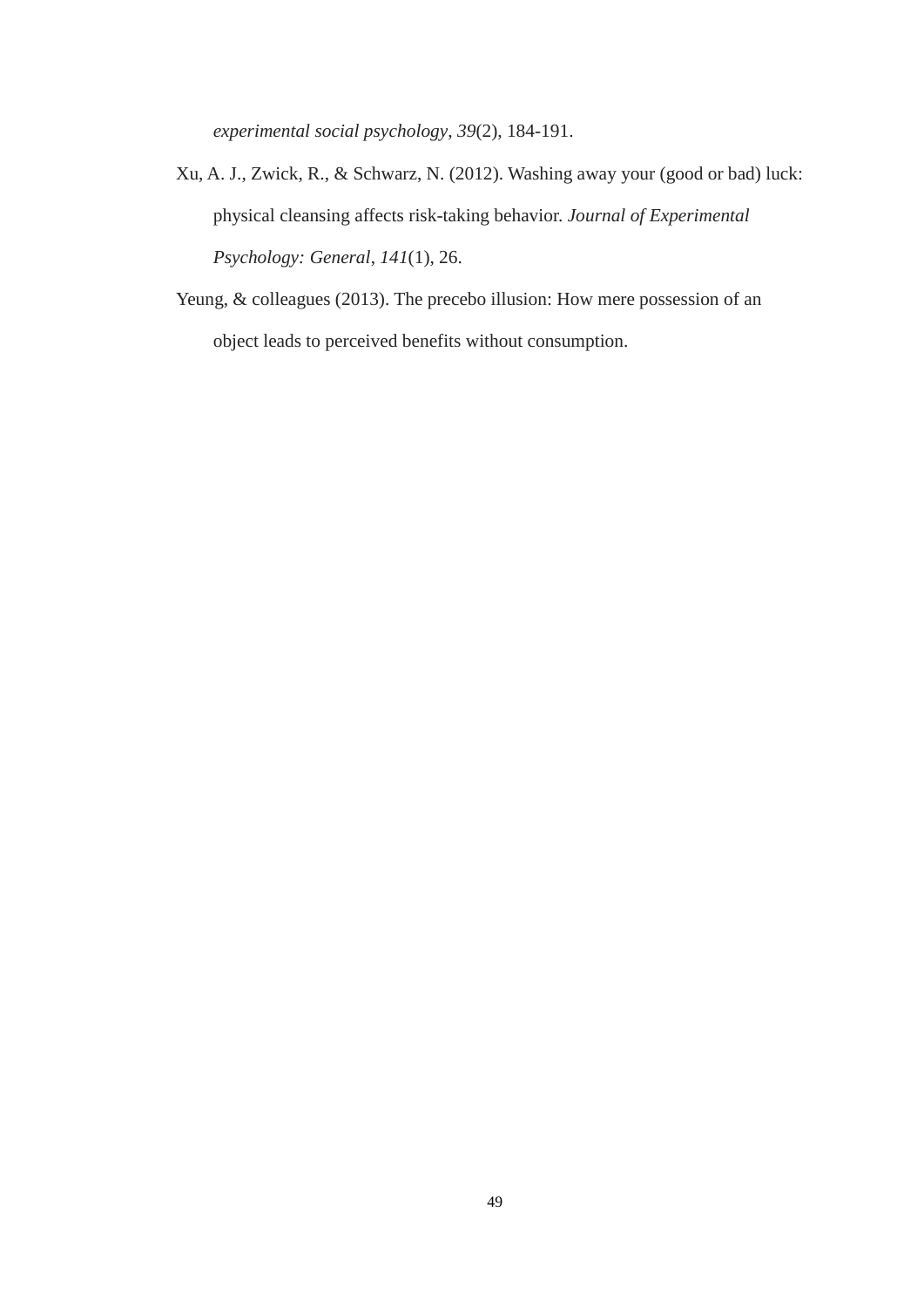*experimental social psychology*, *39*(2), 184-191.

Xu, A. J., Zwick, R., & Schwarz, N. (2012). Washing away your (good or bad) luck: physical cleansing affects risk-taking behavior. *Journal of Experimental Psychology: General*, *141*(1), 26.

Yeung, & colleagues (2013). The precebo illusion: How mere possession of an object leads to perceived benefits without consumption.